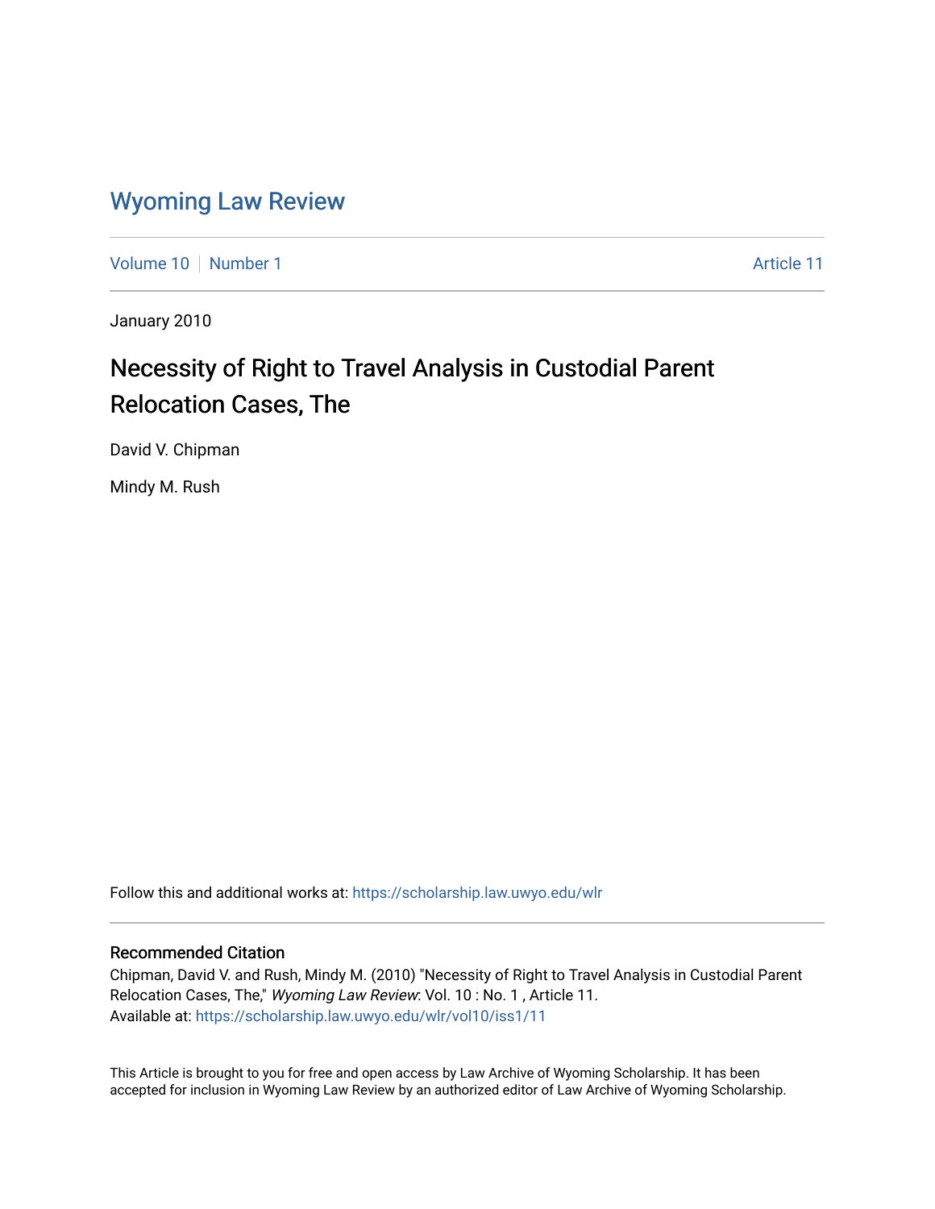# Wyoming Law Review

Volume 10 | Number 1 | Article 11

January 2010

## Necessity of Right to Travel Analysis in Custodial Parent Relocation Cases, The

David V. Chipman

Mindy M. Rush

Follow this and additional works at: https://scholarship.law.uwyo.edu/wlr

### Recommended Citation

Chipman, David V. and Rush, Mindy M. (2010) "Necessity of Right to Travel Analysis in Custodial Parent Relocation Cases, The," *Wyoming Law Review*: Vol. 10 : No. 1 , Article 11.
Available at: https://scholarship.law.uwyo.edu/wlr/vol10/iss1/11

This Article is brought to you for free and open access by Law Archive of Wyoming Scholarship. It has been accepted for inclusion in Wyoming Law Review by an authorized editor of Law Archive of Wyoming Scholarship.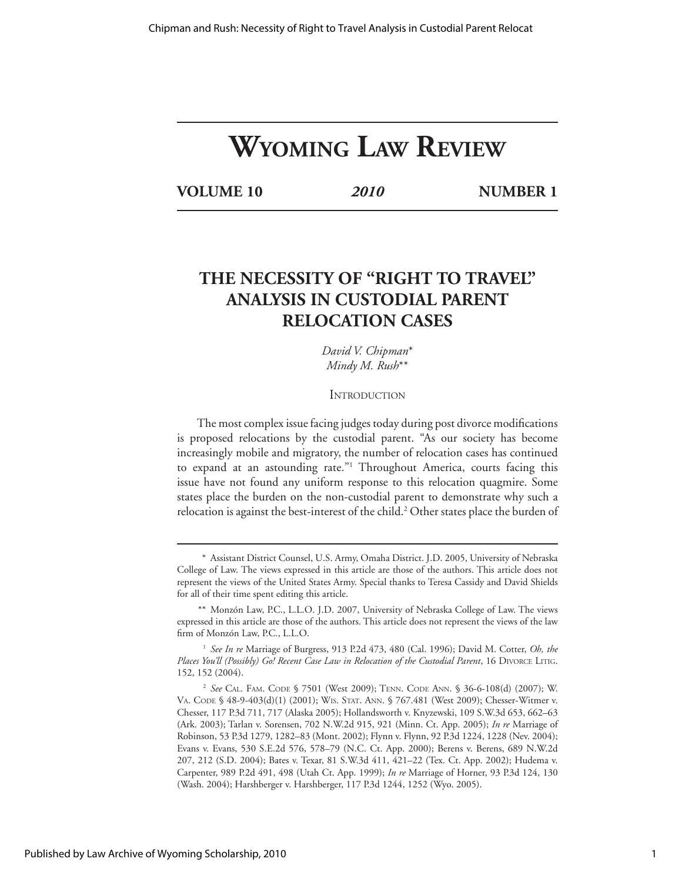# Wyoming Law Review

**VOLUME 10** *2010* **NUMBER 1**

## THE NECESSITY OF "RIGHT TO TRAVEL" ANALYSIS IN CUSTODIAL PARENT RELOCATION CASES

*David V. Chipman\**
*Mindy M. Rush\*\**

### Introduction

The most complex issue facing judges today during post divorce modifications is proposed relocations by the custodial parent. "As our society has become increasingly mobile and migratory, the number of relocation cases has continued to expand at an astounding rate."[1] Throughout America, courts facing this issue have not found any uniform response to this relocation quagmire. Some states place the burden on the non-custodial parent to demonstrate why such a relocation is against the best-interest of the child.[2] Other states place the burden of

---

\* Assistant District Counsel, U.S. Army, Omaha District. J.D. 2005, University of Nebraska College of Law. The views expressed in this article are those of the authors. This article does not represent the views of the United States Army. Special thanks to Teresa Cassidy and David Shields for all of their time spent editing this article.

\*\* Monzón Law, P.C., L.L.O. J.D. 2007, University of Nebraska College of Law. The views expressed in this article are those of the authors. This article does not represent the views of the law firm of Monzón Law, P.C., L.L.O.

[1] *See In re* Marriage of Burgess, 913 P.2d 473, 480 (Cal. 1996); David M. Cotter, *Oh, the Places You'll (Possibly) Go! Recent Case Law in Relocation of the Custodial Parent*, 16 Divorce Litig. 152, 152 (2004).

[2] *See* Cal. Fam. Code § 7501 (West 2009); Tenn. Code Ann. § 36-6-108(d) (2007); W. Va. Code § 48-9-403(d)(1) (2001); Wis. Stat. Ann. § 767.481 (West 2009); Chesser-Witmer v. Chesser, 117 P.3d 711, 717 (Alaska 2005); Hollandsworth v. Knyzewski, 109 S.W.3d 653, 662–63 (Ark. 2003); Tarlan v. Sorensen, 702 N.W.2d 915, 921 (Minn. Ct. App. 2005); *In re* Marriage of Robinson, 53 P.3d 1279, 1282–83 (Mont. 2002); Flynn v. Flynn, 92 P.3d 1224, 1228 (Nev. 2004); Evans v. Evans, 530 S.E.2d 576, 578–79 (N.C. Ct. App. 2000); Berens v. Berens, 689 N.W.2d 207, 212 (S.D. 2004); Bates v. Texar, 81 S.W.3d 411, 421–22 (Tex. Ct. App. 2002); Hudema v. Carpenter, 989 P.2d 491, 498 (Utah Ct. App. 1999); *In re* Marriage of Horner, 93 P.3d 124, 130 (Wash. 2004); Harshberger v. Harshberger, 117 P.3d 1244, 1252 (Wyo. 2005).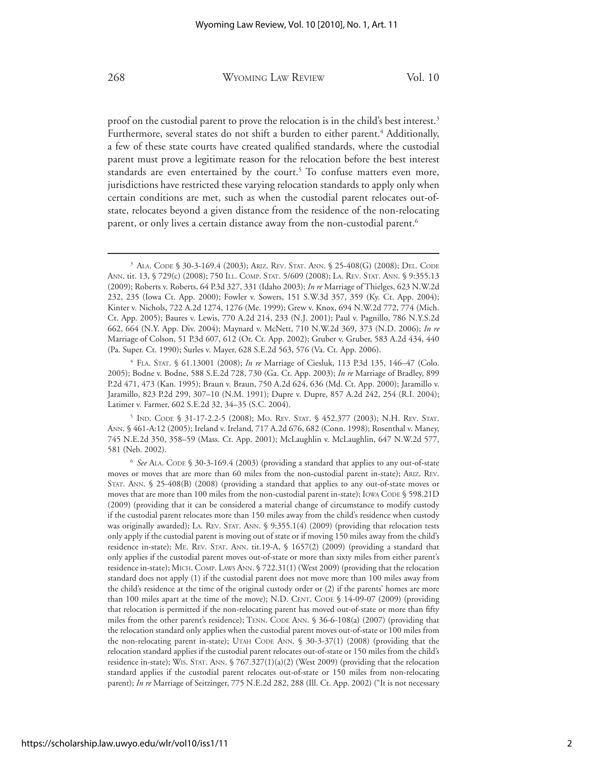proof on the custodial parent to prove the relocation is in the child's best interest.[3] Furthermore, several states do not shift a burden to either parent.[4] Additionally, a few of these state courts have created qualified standards, where the custodial parent must prove a legitimate reason for the relocation before the best interest standards are even entertained by the court.[5] To confuse matters even more, jurisdictions have restricted these varying relocation standards to apply only when certain conditions are met, such as when the custodial parent relocates out-of-state, relocates beyond a given distance from the residence of the non-relocating parent, or only lives a certain distance away from the non-custodial parent.[6]

---

[3] Ala. Code § 30-3-169.4 (2003); Ariz. Rev. Stat. Ann. § 25-408(G) (2008); Del. Code Ann. tit. 13, § 729(c) (2008); 750 Ill. Comp. Stat. 5/609 (2008); La. Rev. Stat. Ann. § 9:355.13 (2009); Roberts v. Roberts, 64 P.3d 327, 331 (Idaho 2003); *In re* Marriage of Thielges, 623 N.W.2d 232, 235 (Iowa Ct. App. 2000); Fowler v. Sowers, 151 S.W.3d 357, 359 (Ky. Ct. App. 2004); Kinter v. Nichols, 722 A.2d 1274, 1276 (Me. 1999); Grew v. Knox, 694 N.W.2d 772, 774 (Mich. Ct. App. 2005); Baures v. Lewis, 770 A.2d 214, 233 (N.J. 2001); Paul v. Pagnillo, 786 N.Y.S.2d 662, 664 (N.Y. App. Div. 2004); Maynard v. McNett, 710 N.W.2d 369, 373 (N.D. 2006); *In re* Marriage of Colson, 51 P.3d 607, 612 (Or. Ct. App. 2002); Gruber v. Gruber, 583 A.2d 434, 440 (Pa. Super. Ct. 1990); Surles v. Mayer, 628 S.E.2d 563, 576 (Va. Ct. App. 2006).

[4] Fla. Stat. § 61.13001 (2008); *In re* Marriage of Ciesluk, 113 P.3d 135, 146–47 (Colo. 2005); Bodne v. Bodne, 588 S.E.2d 728, 730 (Ga. Ct. App. 2003); *In re* Marriage of Bradley, 899 P.2d 471, 473 (Kan. 1995); Braun v. Braun, 750 A.2d 624, 636 (Md. Ct. App. 2000); Jaramillo v. Jaramillo, 823 P.2d 299, 307–10 (N.M. 1991); Dupre v. Dupre, 857 A.2d 242, 254 (R.I. 2004); Latimer v. Farmer, 602 S.E.2d 32, 34–35 (S.C. 2004).

[5] Ind. Code § 31-17-2.2-5 (2008); Mo. Rev. Stat. § 452.377 (2003); N.H. Rev. Stat. Ann. § 461-A:12 (2005); Ireland v. Ireland, 717 A.2d 676, 682 (Conn. 1998); Rosenthal v. Maney, 745 N.E.2d 350, 358–59 (Mass. Ct. App. 2001); McLaughlin v. McLaughlin, 647 N.W.2d 577, 581 (Neb. 2002).

[6] *See* Ala. Code § 30-3-169.4 (2003) (providing a standard that applies to any out-of-state moves or moves that are more than 60 miles from the non-custodial parent in-state); Ariz. Rev. Stat. Ann. § 25-408(B) (2008) (providing a standard that applies to any out-of-state moves or moves that are more than 100 miles from the non-custodial parent in-state); Iowa Code § 598.21D (2009) (providing that it can be considered a material change of circumstance to modify custody if the custodial parent relocates more than 150 miles away from the child's residence when custody was originally awarded); La. Rev. Stat. Ann. § 9:355.1(4) (2009) (providing that relocation tests only apply if the custodial parent is moving out of state or if moving 150 miles away from the child's residence in-state); Me. Rev. Stat. Ann. tit.19-A, § 1657(2) (2009) (providing a standard that only applies if the custodial parent moves out-of-state or more than sixty miles from either parent's residence in-state); Mich. Comp. Laws Ann. § 722.31(1) (West 2009) (providing that the relocation standard does not apply (1) if the custodial parent does not move more than 100 miles away from the child's residence at the time of the original custody order or (2) if the parents' homes are more than 100 miles apart at the time of the move); N.D. Cent. Code § 14-09-07 (2009) (providing that relocation is permitted if the non-relocating parent has moved out-of-state or more than fifty miles from the other parent's residence); Tenn. Code Ann. § 36-6-108(a) (2007) (providing that the relocation standard only applies when the custodial parent moves out-of-state or 100 miles from the non-relocating parent in-state); Utah Code Ann. § 30-3-37(1) (2008) (providing that the relocation standard applies if the custodial parent relocates out-of-state or 150 miles from the child's residence in-state); Wis. Stat. Ann. § 767.327(1)(a)(2) (West 2009) (providing that the relocation standard applies if the custodial parent relocates out-of-state or 150 miles from non-relocating parent); *In re* Marriage of Seitzinger, 775 N.E.2d 282, 288 (Ill. Ct. App. 2002) ("It is not necessary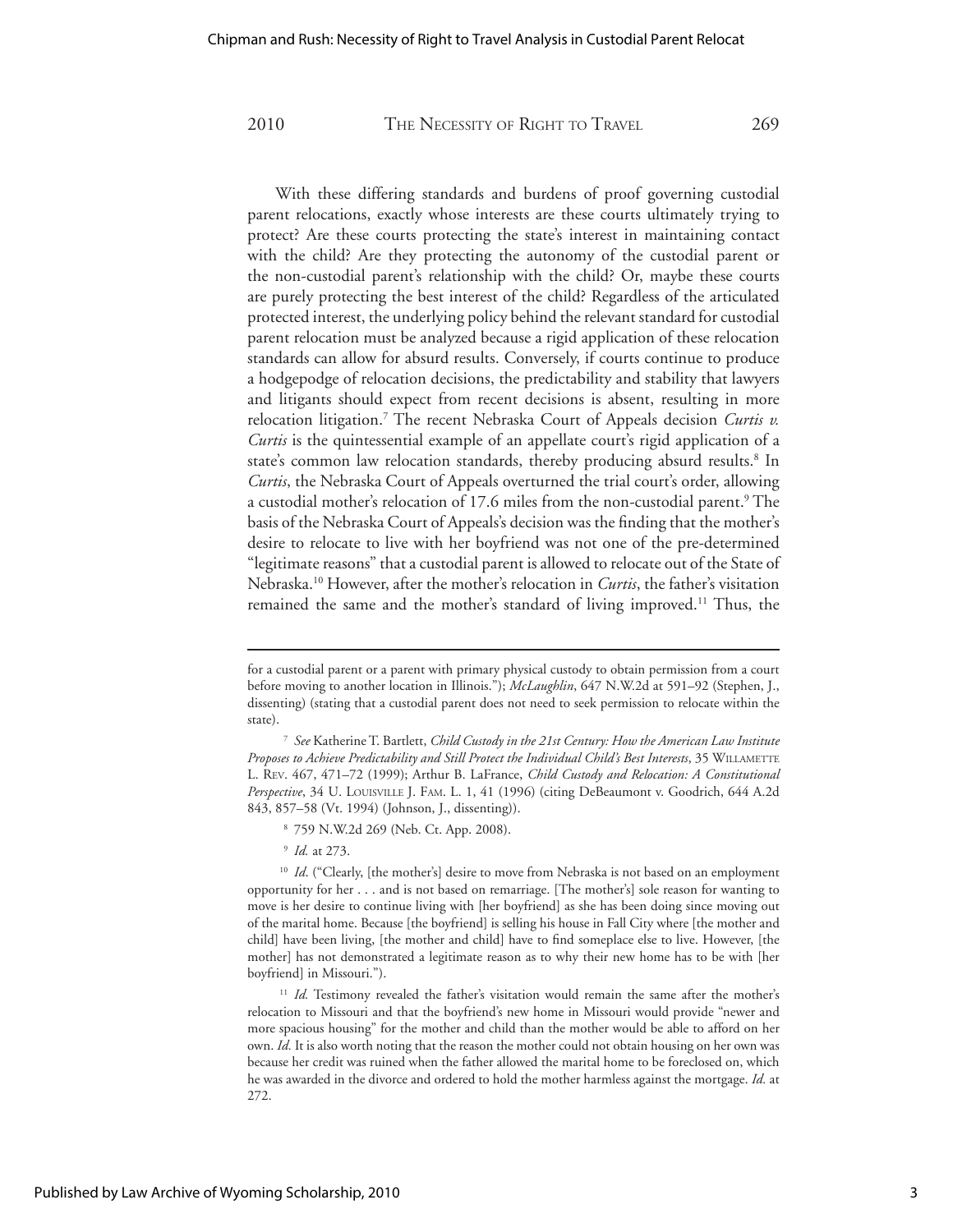With these differing standards and burdens of proof governing custodial parent relocations, exactly whose interests are these courts ultimately trying to protect? Are these courts protecting the state's interest in maintaining contact with the child? Are they protecting the autonomy of the custodial parent or the non-custodial parent's relationship with the child? Or, maybe these courts are purely protecting the best interest of the child? Regardless of the articulated protected interest, the underlying policy behind the relevant standard for custodial parent relocation must be analyzed because a rigid application of these relocation standards can allow for absurd results. Conversely, if courts continue to produce a hodgepodge of relocation decisions, the predictability and stability that lawyers and litigants should expect from recent decisions is absent, resulting in more relocation litigation.[7] The recent Nebraska Court of Appeals decision *Curtis v. Curtis* is the quintessential example of an appellate court's rigid application of a state's common law relocation standards, thereby producing absurd results.[8] In *Curtis*, the Nebraska Court of Appeals overturned the trial court's order, allowing a custodial mother's relocation of 17.6 miles from the non-custodial parent.[9] The basis of the Nebraska Court of Appeals's decision was the finding that the mother's desire to relocate to live with her boyfriend was not one of the pre-determined "legitimate reasons" that a custodial parent is allowed to relocate out of the State of Nebraska.[10] However, after the mother's relocation in *Curtis*, the father's visitation remained the same and the mother's standard of living improved.[11] Thus, the

---

for a custodial parent or a parent with primary physical custody to obtain permission from a court before moving to another location in Illinois."); *McLaughlin*, 647 N.W.2d at 591–92 (Stephen, J., dissenting) (stating that a custodial parent does not need to seek permission to relocate within the state).

[7] *See* Katherine T. Bartlett, *Child Custody in the 21st Century: How the American Law Institute Proposes to Achieve Predictability and Still Protect the Individual Child's Best Interests*, 35 Willamette L. Rev. 467, 471–72 (1999); Arthur B. LaFrance, *Child Custody and Relocation: A Constitutional Perspective*, 34 U. Louisville J. Fam. L. 1, 41 (1996) (citing DeBeaumont v. Goodrich, 644 A.2d 843, 857–58 (Vt. 1994) (Johnson, J., dissenting)).

[8] 759 N.W.2d 269 (Neb. Ct. App. 2008).

[9] *Id.* at 273.

[10] *Id.* ("Clearly, [the mother's] desire to move from Nebraska is not based on an employment opportunity for her . . . and is not based on remarriage. [The mother's] sole reason for wanting to move is her desire to continue living with [her boyfriend] as she has been doing since moving out of the marital home. Because [the boyfriend] is selling his house in Fall City where [the mother and child] have been living, [the mother and child] have to find someplace else to live. However, [the mother] has not demonstrated a legitimate reason as to why their new home has to be with [her boyfriend] in Missouri.").

[11] *Id.* Testimony revealed the father's visitation would remain the same after the mother's relocation to Missouri and that the boyfriend's new home in Missouri would provide "newer and more spacious housing" for the mother and child than the mother would be able to afford on her own. *Id.* It is also worth noting that the reason the mother could not obtain housing on her own was because her credit was ruined when the father allowed the marital home to be foreclosed on, which he was awarded in the divorce and ordered to hold the mother harmless against the mortgage. *Id.* at 272.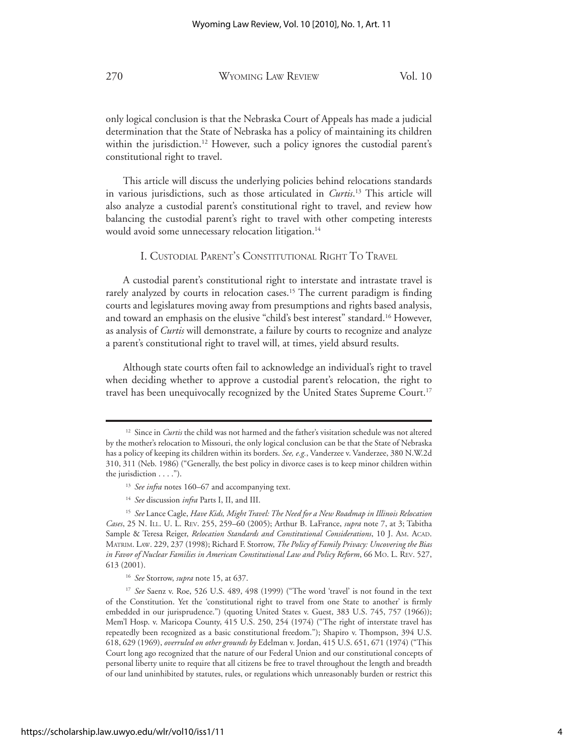only logical conclusion is that the Nebraska Court of Appeals has made a judicial determination that the State of Nebraska has a policy of maintaining its children within the jurisdiction.[12] However, such a policy ignores the custodial parent's constitutional right to travel.

This article will discuss the underlying policies behind relocations standards in various jurisdictions, such as those articulated in *Curtis*.[13] This article will also analyze a custodial parent's constitutional right to travel, and review how balancing the custodial parent's right to travel with other competing interests would avoid some unnecessary relocation litigation.[14]

## I. Custodial Parent's Constitutional Right To Travel

A custodial parent's constitutional right to interstate and intrastate travel is rarely analyzed by courts in relocation cases.[15] The current paradigm is finding courts and legislatures moving away from presumptions and rights based analysis, and toward an emphasis on the elusive "child's best interest" standard.[16] However, as analysis of *Curtis* will demonstrate, a failure by courts to recognize and analyze a parent's constitutional right to travel will, at times, yield absurd results.

Although state courts often fail to acknowledge an individual's right to travel when deciding whether to approve a custodial parent's relocation, the right to travel has been unequivocally recognized by the United States Supreme Court.[17]

---

[12] Since in *Curtis* the child was not harmed and the father's visitation schedule was not altered by the mother's relocation to Missouri, the only logical conclusion can be that the State of Nebraska has a policy of keeping its children within its borders. *See, e.g.*, Vanderzee v. Vanderzee, 380 N.W.2d 310, 311 (Neb. 1986) ("Generally, the best policy in divorce cases is to keep minor children within the jurisdiction . . . .").

[13] *See infra* notes 160–67 and accompanying text.

[14] *See* discussion *infra* Parts I, II, and III.

[15] *See* Lance Cagle, *Have Kids, Might Travel: The Need for a New Roadmap in Illinois Relocation Cases*, 25 N. Ill. U. L. Rev. 255, 259–60 (2005); Arthur B. LaFrance, *supra* note 7, at 3; Tabitha Sample & Teresa Reiger, *Relocation Standards and Constitutional Considerations*, 10 J. Am. Acad. Matrim. Law. 229, 237 (1998); Richard F. Storrow, *The Policy of Family Privacy: Uncovering the Bias in Favor of Nuclear Families in American Constitutional Law and Policy Reform*, 66 Mo. L. Rev. 527, 613 (2001).

[16] *See* Storrow, *supra* note 15, at 637.

[17] *See* Saenz v. Roe, 526 U.S. 489, 498 (1999) ("The word 'travel' is not found in the text of the Constitution. Yet the 'constitutional right to travel from one State to another' is firmly embedded in our jurisprudence.") (quoting United States v. Guest, 383 U.S. 745, 757 (1966)); Mem'l Hosp. v. Maricopa County, 415 U.S. 250, 254 (1974) ("The right of interstate travel has repeatedly been recognized as a basic constitutional freedom."); Shapiro v. Thompson, 394 U.S. 618, 629 (1969), *overruled on other grounds by* Edelman v. Jordan, 415 U.S. 651, 671 (1974) ("This Court long ago recognized that the nature of our Federal Union and our constitutional concepts of personal liberty unite to require that all citizens be free to travel throughout the length and breadth of our land uninhibited by statutes, rules, or regulations which unreasonably burden or restrict this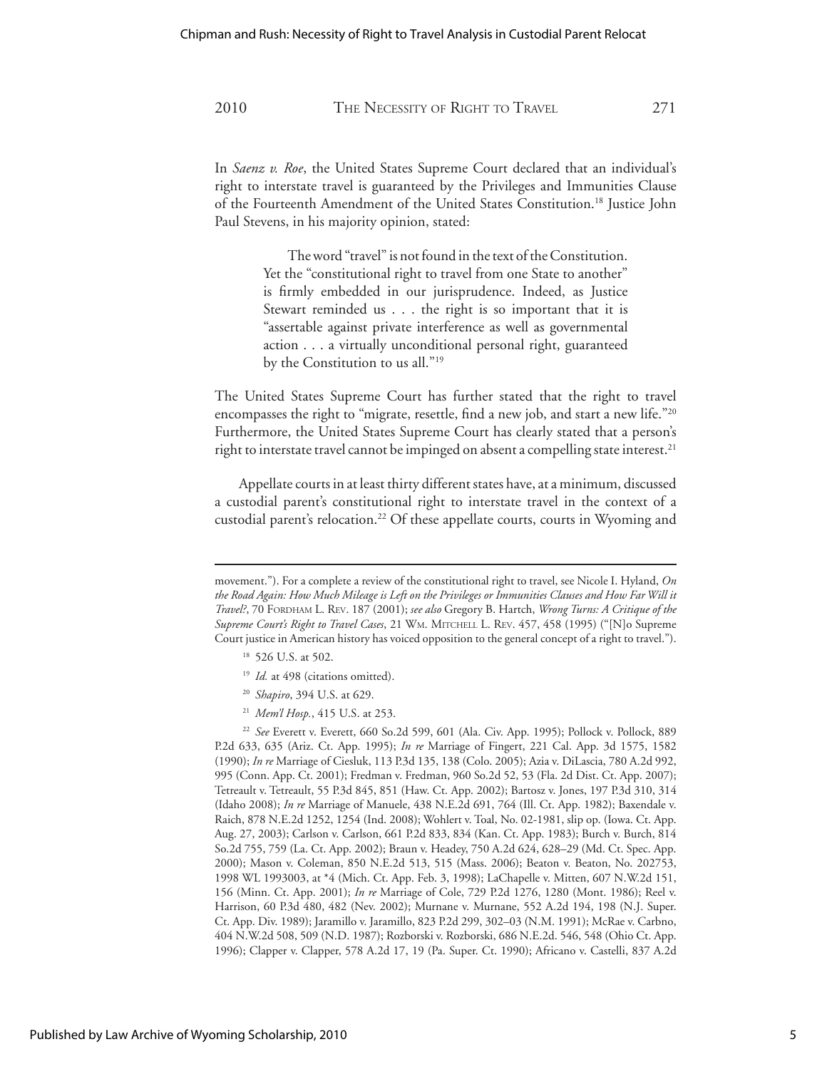In *Saenz v. Roe*, the United States Supreme Court declared that an individual's right to interstate travel is guaranteed by the Privileges and Immunities Clause of the Fourteenth Amendment of the United States Constitution.[18] Justice John Paul Stevens, in his majority opinion, stated:

> The word "travel" is not found in the text of the Constitution. Yet the "constitutional right to travel from one State to another" is firmly embedded in our jurisprudence. Indeed, as Justice Stewart reminded us . . . the right is so important that it is "assertable against private interference as well as governmental action . . . a virtually unconditional personal right, guaranteed by the Constitution to us all."[19]

The United States Supreme Court has further stated that the right to travel encompasses the right to "migrate, resettle, find a new job, and start a new life."[20] Furthermore, the United States Supreme Court has clearly stated that a person's right to interstate travel cannot be impinged on absent a compelling state interest.[21]

Appellate courts in at least thirty different states have, at a minimum, discussed a custodial parent's constitutional right to interstate travel in the context of a custodial parent's relocation.[22] Of these appellate courts, courts in Wyoming and

---

movement."). For a complete a review of the constitutional right to travel, see Nicole I. Hyland, *On the Road Again: How Much Mileage is Left on the Privileges or Immunities Clauses and How Far Will it Travel?*, 70 Fordham L. Rev. 187 (2001); *see also* Gregory B. Hartch, *Wrong Turns: A Critique of the Supreme Court's Right to Travel Cases*, 21 Wm. Mitchell L. Rev. 457, 458 (1995) ("[N]o Supreme Court justice in American history has voiced opposition to the general concept of a right to travel.").

[18] 526 U.S. at 502.

[19] *Id.* at 498 (citations omitted).

[20] *Shapiro*, 394 U.S. at 629.

[21] *Mem'l Hosp.*, 415 U.S. at 253.

[22] *See* Everett v. Everett, 660 So.2d 599, 601 (Ala. Civ. App. 1995); Pollock v. Pollock, 889 P.2d 633, 635 (Ariz. Ct. App. 1995); *In re* Marriage of Fingert, 221 Cal. App. 3d 1575, 1582 (1990); *In re* Marriage of Ciesluk, 113 P.3d 135, 138 (Colo. 2005); Azia v. DiLascia, 780 A.2d 992, 995 (Conn. App. Ct. 2001); Fredman v. Fredman, 960 So.2d 52, 53 (Fla. 2d Dist. Ct. App. 2007); Tetreault v. Tetreault, 55 P.3d 845, 851 (Haw. Ct. App. 2002); Bartosz v. Jones, 197 P.3d 310, 314 (Idaho 2008); *In re* Marriage of Manuele, 438 N.E.2d 691, 764 (Ill. Ct. App. 1982); Baxendale v. Raich, 878 N.E.2d 1252, 1254 (Ind. 2008); Wohlert v. Toal, No. 02-1981, slip op. (Iowa. Ct. App. Aug. 27, 2003); Carlson v. Carlson, 661 P.2d 833, 834 (Kan. Ct. App. 1983); Burch v. Burch, 814 So.2d 755, 759 (La. Ct. App. 2002); Braun v. Headey, 750 A.2d 624, 628–29 (Md. Ct. Spec. App. 2000); Mason v. Coleman, 850 N.E.2d 513, 515 (Mass. 2006); Beaton v. Beaton, No. 202753, 1998 WL 1993003, at *4 (Mich. Ct. App. Feb. 3, 1998); LaChapelle v. Mitten, 607 N.W.2d 151, 156 (Minn. Ct. App. 2001); *In re* Marriage of Cole, 729 P.2d 1276, 1280 (Mont. 1986); Reel v. Harrison, 60 P.3d 480, 482 (Nev. 2002); Murnane v. Murnane, 552 A.2d 194, 198 (N.J. Super. Ct. App. Div. 1989); Jaramillo v. Jaramillo, 823 P.2d 299, 302–03 (N.M. 1991); McRae v. Carbno, 404 N.W.2d 508, 509 (N.D. 1987); Rozborski v. Rozborski, 686 N.E.2d. 546, 548 (Ohio Ct. App. 1996); Clapper v. Clapper, 578 A.2d 17, 19 (Pa. Super. Ct. 1990); Africano v. Castelli, 837 A.2d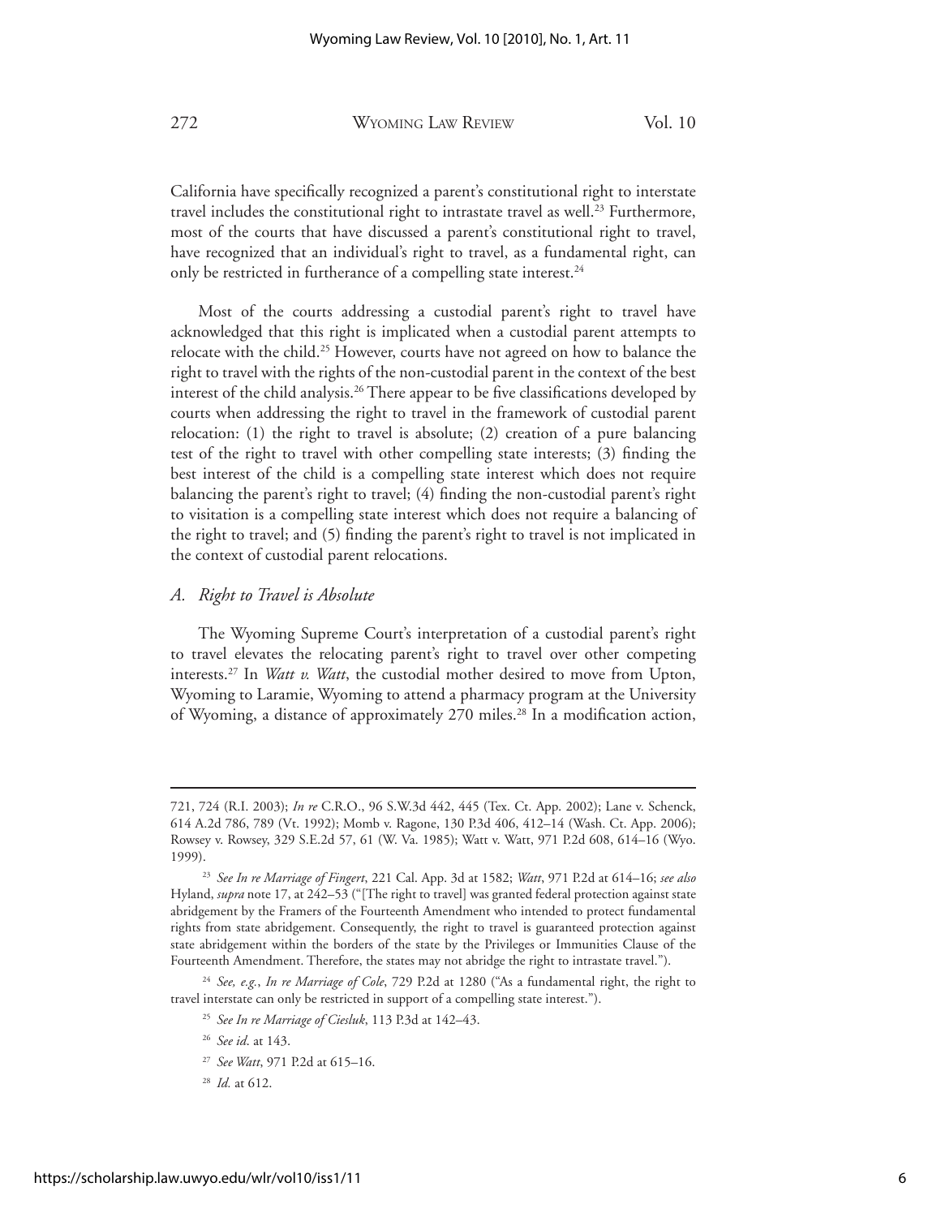California have specifically recognized a parent's constitutional right to interstate travel includes the constitutional right to intrastate travel as well.[23] Furthermore, most of the courts that have discussed a parent's constitutional right to travel, have recognized that an individual's right to travel, as a fundamental right, can only be restricted in furtherance of a compelling state interest.[24]

Most of the courts addressing a custodial parent's right to travel have acknowledged that this right is implicated when a custodial parent attempts to relocate with the child.[25] However, courts have not agreed on how to balance the right to travel with the rights of the non-custodial parent in the context of the best interest of the child analysis.[26] There appear to be five classifications developed by courts when addressing the right to travel in the framework of custodial parent relocation: (1) the right to travel is absolute; (2) creation of a pure balancing test of the right to travel with other compelling state interests; (3) finding the best interest of the child is a compelling state interest which does not require balancing the parent's right to travel; (4) finding the non-custodial parent's right to visitation is a compelling state interest which does not require a balancing of the right to travel; and (5) finding the parent's right to travel is not implicated in the context of custodial parent relocations.

### *A. Right to Travel is Absolute*

The Wyoming Supreme Court's interpretation of a custodial parent's right to travel elevates the relocating parent's right to travel over other competing interests.[27] In *Watt v. Watt*, the custodial mother desired to move from Upton, Wyoming to Laramie, Wyoming to attend a pharmacy program at the University of Wyoming, a distance of approximately 270 miles.[28] In a modification action,

---

721, 724 (R.I. 2003); *In re* C.R.O., 96 S.W.3d 442, 445 (Tex. Ct. App. 2002); Lane v. Schenck, 614 A.2d 786, 789 (Vt. 1992); Momb v. Ragone, 130 P.3d 406, 412–14 (Wash. Ct. App. 2006); Rowsey v. Rowsey, 329 S.E.2d 57, 61 (W. Va. 1985); Watt v. Watt, 971 P.2d 608, 614–16 (Wyo. 1999).

[23] *See In re Marriage of Fingert*, 221 Cal. App. 3d at 1582; *Watt*, 971 P.2d at 614–16; *see also* Hyland, *supra* note 17, at 242–53 ("[The right to travel] was granted federal protection against state abridgement by the Framers of the Fourteenth Amendment who intended to protect fundamental rights from state abridgement. Consequently, the right to travel is guaranteed protection against state abridgement within the borders of the state by the Privileges or Immunities Clause of the Fourteenth Amendment. Therefore, the states may not abridge the right to intrastate travel.").

[24] *See, e.g.*, *In re Marriage of Cole*, 729 P.2d at 1280 ("As a fundamental right, the right to travel interstate can only be restricted in support of a compelling state interest.").

[25] *See In re Marriage of Ciesluk*, 113 P.3d at 142–43.

[26] *See id.* at 143.

[27] *See Watt*, 971 P.2d at 615–16.

[28] *Id.* at 612.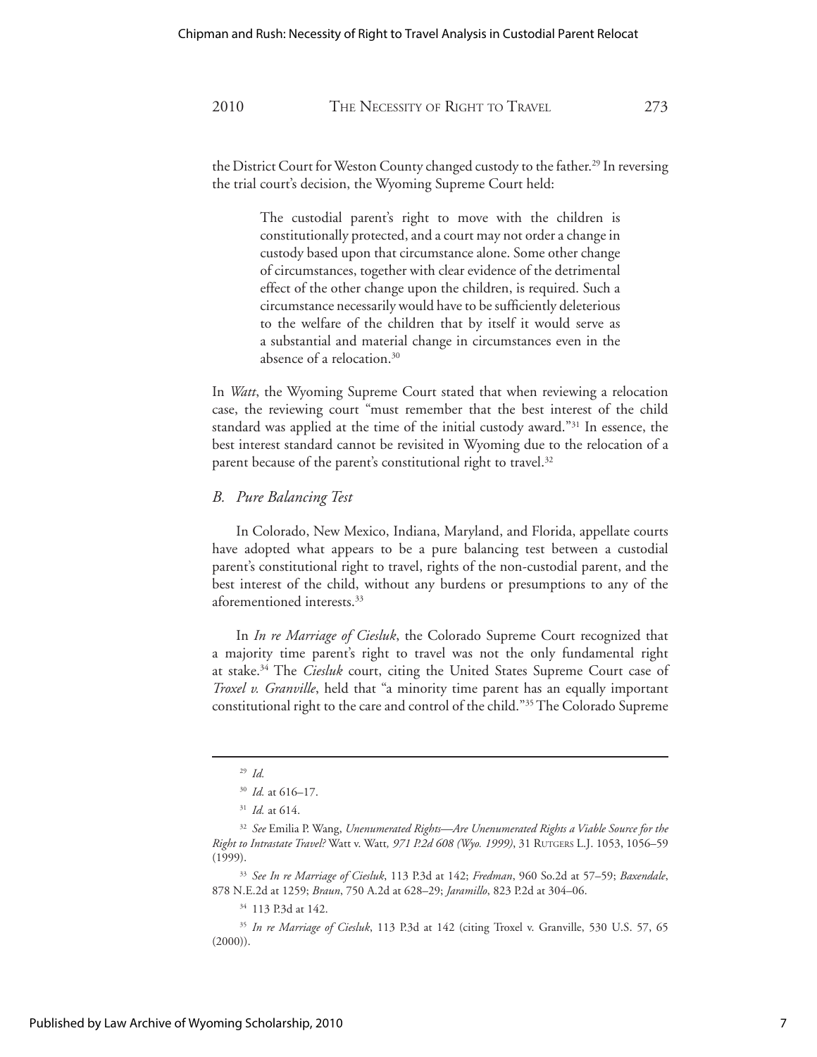the District Court for Weston County changed custody to the father.[29] In reversing the trial court's decision, the Wyoming Supreme Court held:

> The custodial parent's right to move with the children is constitutionally protected, and a court may not order a change in custody based upon that circumstance alone. Some other change of circumstances, together with clear evidence of the detrimental effect of the other change upon the children, is required. Such a circumstance necessarily would have to be sufficiently deleterious to the welfare of the children that by itself it would serve as a substantial and material change in circumstances even in the absence of a relocation.[30]

In *Watt*, the Wyoming Supreme Court stated that when reviewing a relocation case, the reviewing court "must remember that the best interest of the child standard was applied at the time of the initial custody award."[31] In essence, the best interest standard cannot be revisited in Wyoming due to the relocation of a parent because of the parent's constitutional right to travel.[32]

### *B. Pure Balancing Test*

In Colorado, New Mexico, Indiana, Maryland, and Florida, appellate courts have adopted what appears to be a pure balancing test between a custodial parent's constitutional right to travel, rights of the non-custodial parent, and the best interest of the child, without any burdens or presumptions to any of the aforementioned interests.[33]

In *In re Marriage of Ciesluk*, the Colorado Supreme Court recognized that a majority time parent's right to travel was not the only fundamental right at stake.[34] The *Ciesluk* court, citing the United States Supreme Court case of *Troxel v. Granville*, held that "a minority time parent has an equally important constitutional right to the care and control of the child."[35] The Colorado Supreme

---

[29] *Id.*

[30] *Id.* at 616–17.

[31] *Id.* at 614.

[32] *See* Emilia P. Wang, *Unenumerated Rights—Are Unenumerated Rights a Viable Source for the Right to Intrastate Travel?* Watt v. Watt*, 971 P.2d 608 (Wyo. 1999)*, 31 RUTGERS L.J. 1053, 1056–59 (1999).

[33] *See In re Marriage of Ciesluk*, 113 P.3d at 142; *Fredman*, 960 So.2d at 57–59; *Baxendale*, 878 N.E.2d at 1259; *Braun*, 750 A.2d at 628–29; *Jaramillo*, 823 P.2d at 304–06.

[34] 113 P.3d at 142.

[35] *In re Marriage of Ciesluk*, 113 P.3d at 142 (citing Troxel v. Granville, 530 U.S. 57, 65 (2000)).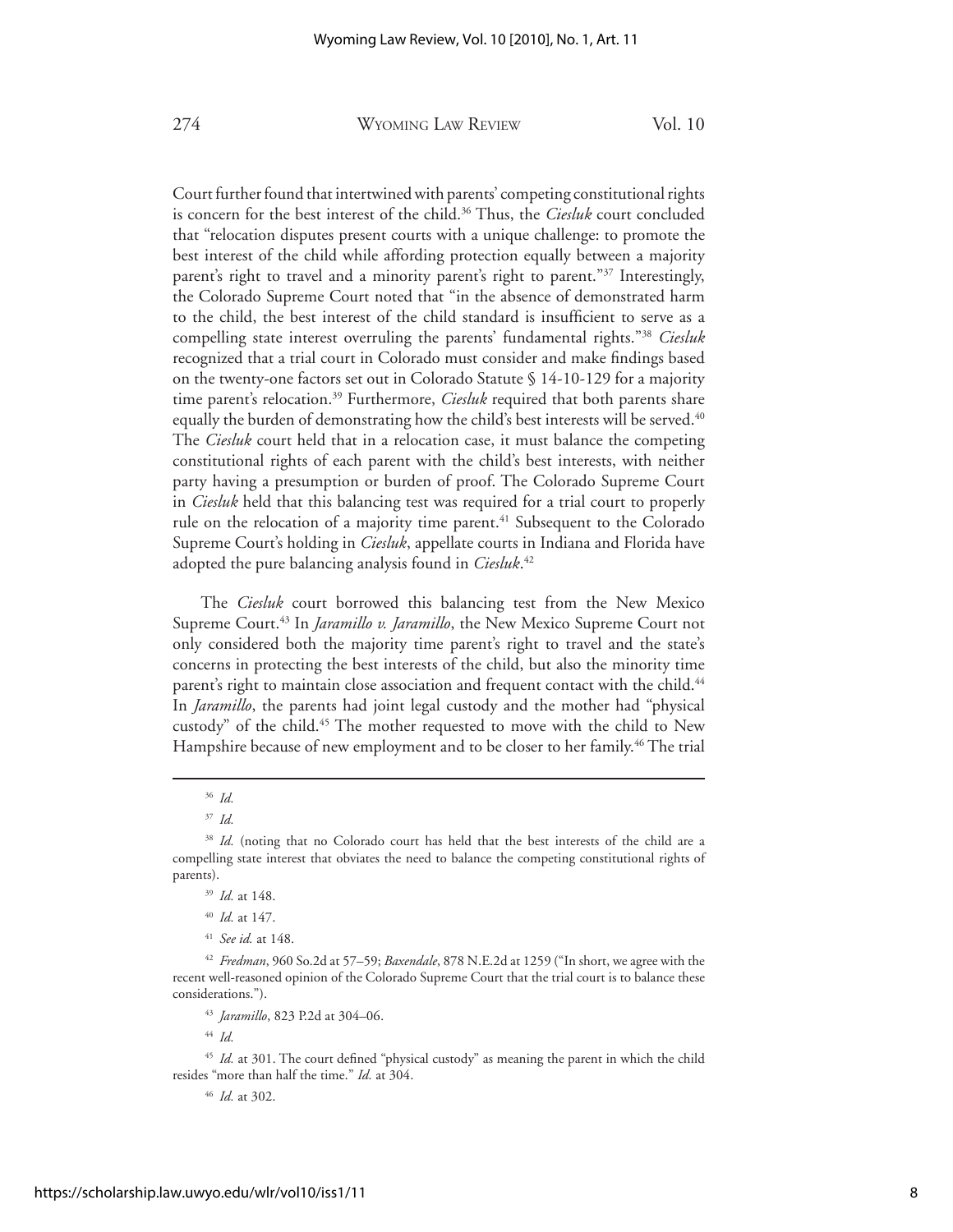Court further found that intertwined with parents' competing constitutional rights is concern for the best interest of the child.[36] Thus, the *Ciesluk* court concluded that "relocation disputes present courts with a unique challenge: to promote the best interest of the child while affording protection equally between a majority parent's right to travel and a minority parent's right to parent."[37] Interestingly, the Colorado Supreme Court noted that "in the absence of demonstrated harm to the child, the best interest of the child standard is insufficient to serve as a compelling state interest overruling the parents' fundamental rights."[38] *Ciesluk* recognized that a trial court in Colorado must consider and make findings based on the twenty-one factors set out in Colorado Statute § 14-10-129 for a majority time parent's relocation.[39] Furthermore, *Ciesluk* required that both parents share equally the burden of demonstrating how the child's best interests will be served.[40] The *Ciesluk* court held that in a relocation case, it must balance the competing constitutional rights of each parent with the child's best interests, with neither party having a presumption or burden of proof. The Colorado Supreme Court in *Ciesluk* held that this balancing test was required for a trial court to properly rule on the relocation of a majority time parent.[41] Subsequent to the Colorado Supreme Court's holding in *Ciesluk*, appellate courts in Indiana and Florida have adopted the pure balancing analysis found in *Ciesluk*.[42]

The *Ciesluk* court borrowed this balancing test from the New Mexico Supreme Court.[43] In *Jaramillo v. Jaramillo*, the New Mexico Supreme Court not only considered both the majority time parent's right to travel and the state's concerns in protecting the best interests of the child, but also the minority time parent's right to maintain close association and frequent contact with the child.[44] In *Jaramillo*, the parents had joint legal custody and the mother had "physical custody" of the child.[45] The mother requested to move with the child to New Hampshire because of new employment and to be closer to her family.[46] The trial

---

[36] *Id.*

[37] *Id.*

[38] *Id.* (noting that no Colorado court has held that the best interests of the child are a compelling state interest that obviates the need to balance the competing constitutional rights of parents).

[39] *Id.* at 148.

[40] *Id.* at 147.

[41] *See id.* at 148.

[42] *Fredman*, 960 So.2d at 57–59; *Baxendale*, 878 N.E.2d at 1259 ("In short, we agree with the recent well-reasoned opinion of the Colorado Supreme Court that the trial court is to balance these considerations.").

[43] *Jaramillo*, 823 P.2d at 304–06.

[44] *Id.*

[45] *Id.* at 301. The court defined "physical custody" as meaning the parent in which the child resides "more than half the time." *Id.* at 304.

[46] *Id.* at 302.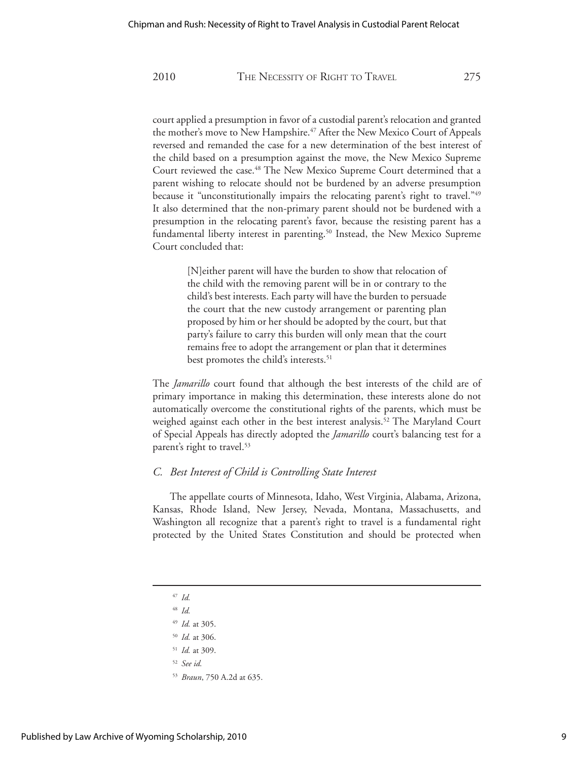court applied a presumption in favor of a custodial parent's relocation and granted the mother's move to New Hampshire.[47] After the New Mexico Court of Appeals reversed and remanded the case for a new determination of the best interest of the child based on a presumption against the move, the New Mexico Supreme Court reviewed the case.[48] The New Mexico Supreme Court determined that a parent wishing to relocate should not be burdened by an adverse presumption because it "unconstitutionally impairs the relocating parent's right to travel."[49] It also determined that the non-primary parent should not be burdened with a presumption in the relocating parent's favor, because the resisting parent has a fundamental liberty interest in parenting.[50] Instead, the New Mexico Supreme Court concluded that:

> [N]either parent will have the burden to show that relocation of the child with the removing parent will be in or contrary to the child's best interests. Each party will have the burden to persuade the court that the new custody arrangement or parenting plan proposed by him or her should be adopted by the court, but that party's failure to carry this burden will only mean that the court remains free to adopt the arrangement or plan that it determines best promotes the child's interests.[51]

The *Jamarillo* court found that although the best interests of the child are of primary importance in making this determination, these interests alone do not automatically overcome the constitutional rights of the parents, which must be weighed against each other in the best interest analysis.[52] The Maryland Court of Special Appeals has directly adopted the *Jamarillo* court's balancing test for a parent's right to travel.[53]

### *C. Best Interest of Child is Controlling State Interest*

The appellate courts of Minnesota, Idaho, West Virginia, Alabama, Arizona, Kansas, Rhode Island, New Jersey, Nevada, Montana, Massachusetts, and Washington all recognize that a parent's right to travel is a fundamental right protected by the United States Constitution and should be protected when

---

[47] *Id.*

[48] *Id.*

[49] *Id.* at 305.

[50] *Id.* at 306.

[51] *Id.* at 309.

[52] *See id.*

[53] *Braun*, 750 A.2d at 635.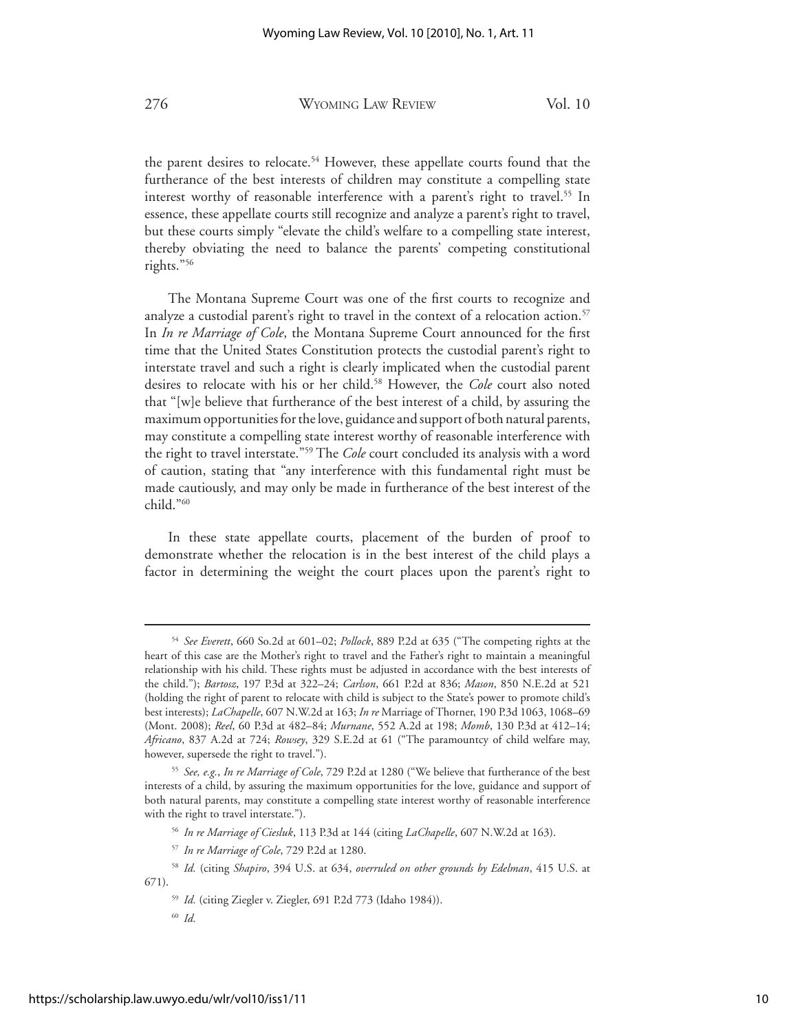the parent desires to relocate.[54] However, these appellate courts found that the furtherance of the best interests of children may constitute a compelling state interest worthy of reasonable interference with a parent's right to travel.[55] In essence, these appellate courts still recognize and analyze a parent's right to travel, but these courts simply "elevate the child's welfare to a compelling state interest, thereby obviating the need to balance the parents' competing constitutional rights."[56]

The Montana Supreme Court was one of the first courts to recognize and analyze a custodial parent's right to travel in the context of a relocation action.[57] In *In re Marriage of Cole*, the Montana Supreme Court announced for the first time that the United States Constitution protects the custodial parent's right to interstate travel and such a right is clearly implicated when the custodial parent desires to relocate with his or her child.[58] However, the *Cole* court also noted that "[w]e believe that furtherance of the best interest of a child, by assuring the maximum opportunities for the love, guidance and support of both natural parents, may constitute a compelling state interest worthy of reasonable interference with the right to travel interstate."[59] The *Cole* court concluded its analysis with a word of caution, stating that "any interference with this fundamental right must be made cautiously, and may only be made in furtherance of the best interest of the child."[60]

In these state appellate courts, placement of the burden of proof to demonstrate whether the relocation is in the best interest of the child plays a factor in determining the weight the court places upon the parent's right to

---

[54] *See Everett*, 660 So.2d at 601–02; *Pollock*, 889 P.2d at 635 ("The competing rights at the heart of this case are the Mother's right to travel and the Father's right to maintain a meaningful relationship with his child. These rights must be adjusted in accordance with the best interests of the child."); *Bartosz*, 197 P.3d at 322–24; *Carlson*, 661 P.2d at 836; *Mason*, 850 N.E.2d at 521 (holding the right of parent to relocate with child is subject to the State's power to promote child's best interests); *LaChapelle*, 607 N.W.2d at 163; *In re* Marriage of Thorner, 190 P.3d 1063, 1068–69 (Mont. 2008); *Reel*, 60 P.3d at 482–84; *Murnane*, 552 A.2d at 198; *Momb*, 130 P.3d at 412–14; *Africano*, 837 A.2d at 724; *Rowsey*, 329 S.E.2d at 61 ("The paramountcy of child welfare may, however, supersede the right to travel.").

[55] *See, e.g.*, *In re Marriage of Cole*, 729 P.2d at 1280 ("We believe that furtherance of the best interests of a child, by assuring the maximum opportunities for the love, guidance and support of both natural parents, may constitute a compelling state interest worthy of reasonable interference with the right to travel interstate.").

[56] *In re Marriage of Ciesluk*, 113 P.3d at 144 (citing *LaChapelle*, 607 N.W.2d at 163).

[57] *In re Marriage of Cole*, 729 P.2d at 1280.

[58] *Id.* (citing *Shapiro*, 394 U.S. at 634, *overruled on other grounds by Edelman*, 415 U.S. at 671).

[59] *Id.* (citing Ziegler v. Ziegler, 691 P.2d 773 (Idaho 1984)).

[60] *Id.*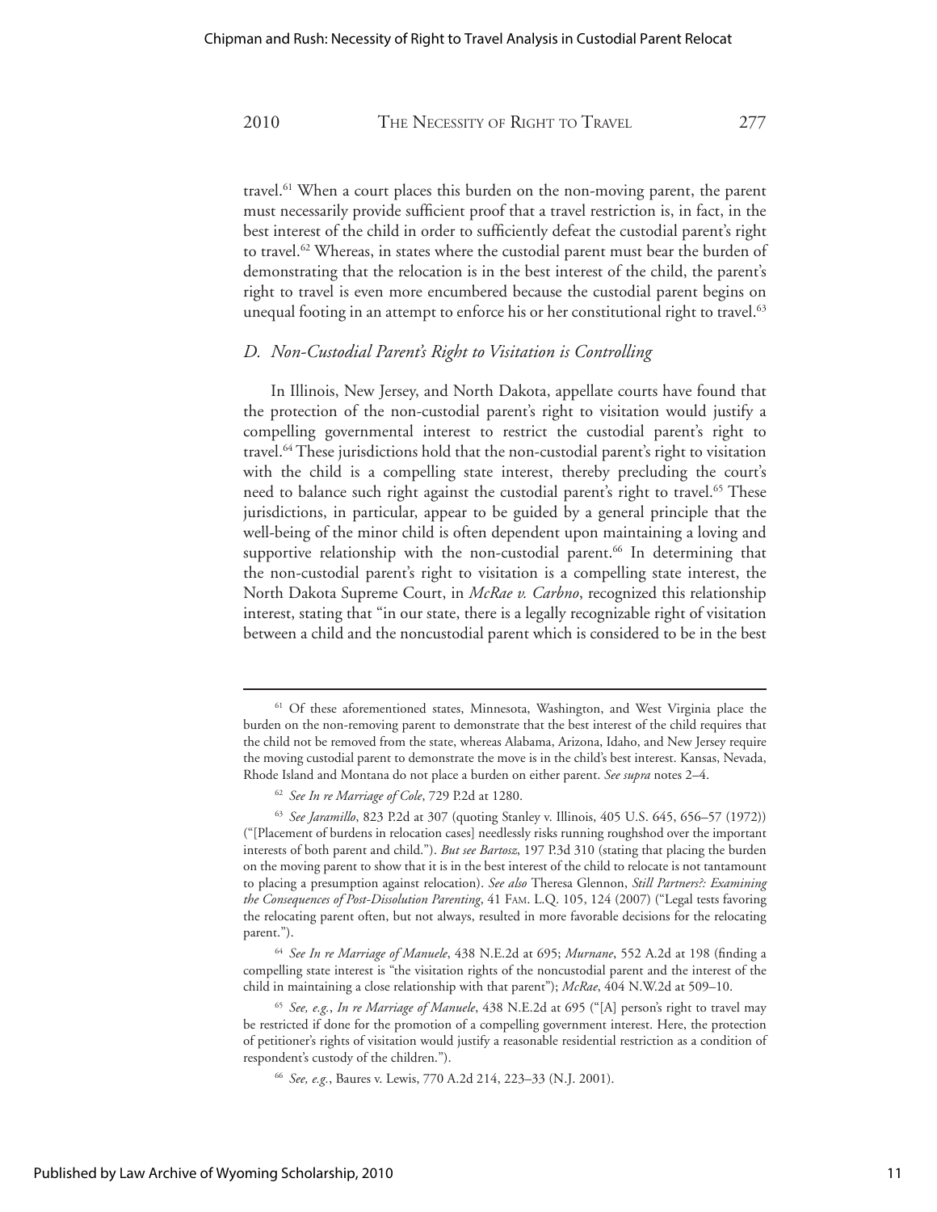travel.[61] When a court places this burden on the non-moving parent, the parent must necessarily provide sufficient proof that a travel restriction is, in fact, in the best interest of the child in order to sufficiently defeat the custodial parent's right to travel.[62] Whereas, in states where the custodial parent must bear the burden of demonstrating that the relocation is in the best interest of the child, the parent's right to travel is even more encumbered because the custodial parent begins on unequal footing in an attempt to enforce his or her constitutional right to travel.[63]

### *D. Non-Custodial Parent's Right to Visitation is Controlling*

In Illinois, New Jersey, and North Dakota, appellate courts have found that the protection of the non-custodial parent's right to visitation would justify a compelling governmental interest to restrict the custodial parent's right to travel.[64] These jurisdictions hold that the non-custodial parent's right to visitation with the child is a compelling state interest, thereby precluding the court's need to balance such right against the custodial parent's right to travel.[65] These jurisdictions, in particular, appear to be guided by a general principle that the well-being of the minor child is often dependent upon maintaining a loving and supportive relationship with the non-custodial parent.[66] In determining that the non-custodial parent's right to visitation is a compelling state interest, the North Dakota Supreme Court, in *McRae v. Carbno*, recognized this relationship interest, stating that "in our state, there is a legally recognizable right of visitation between a child and the noncustodial parent which is considered to be in the best

---

[61] Of these aforementioned states, Minnesota, Washington, and West Virginia place the burden on the non-removing parent to demonstrate that the best interest of the child requires that the child not be removed from the state, whereas Alabama, Arizona, Idaho, and New Jersey require the moving custodial parent to demonstrate the move is in the child's best interest. Kansas, Nevada, Rhode Island and Montana do not place a burden on either parent. *See supra* notes 2–4.

[62] *See In re Marriage of Cole*, 729 P.2d at 1280.

[63] *See Jaramillo*, 823 P.2d at 307 (quoting Stanley v. Illinois, 405 U.S. 645, 656–57 (1972)) ("[Placement of burdens in relocation cases] needlessly risks running roughshod over the important interests of both parent and child."). *But see Bartosz*, 197 P.3d 310 (stating that placing the burden on the moving parent to show that it is in the best interest of the child to relocate is not tantamount to placing a presumption against relocation). *See also* Theresa Glennon, *Still Partners?: Examining the Consequences of Post-Dissolution Parenting*, 41 FAM. L.Q. 105, 124 (2007) ("Legal tests favoring the relocating parent often, but not always, resulted in more favorable decisions for the relocating parent.").

[64] *See In re Marriage of Manuele*, 438 N.E.2d at 695; *Murnane*, 552 A.2d at 198 (finding a compelling state interest is "the visitation rights of the noncustodial parent and the interest of the child in maintaining a close relationship with that parent"); *McRae*, 404 N.W.2d at 509–10.

[65] *See, e.g.*, *In re Marriage of Manuele*, 438 N.E.2d at 695 ("[A] person's right to travel may be restricted if done for the promotion of a compelling government interest. Here, the protection of petitioner's rights of visitation would justify a reasonable residential restriction as a condition of respondent's custody of the children.").

[66] *See, e.g.*, Baures v. Lewis, 770 A.2d 214, 223–33 (N.J. 2001).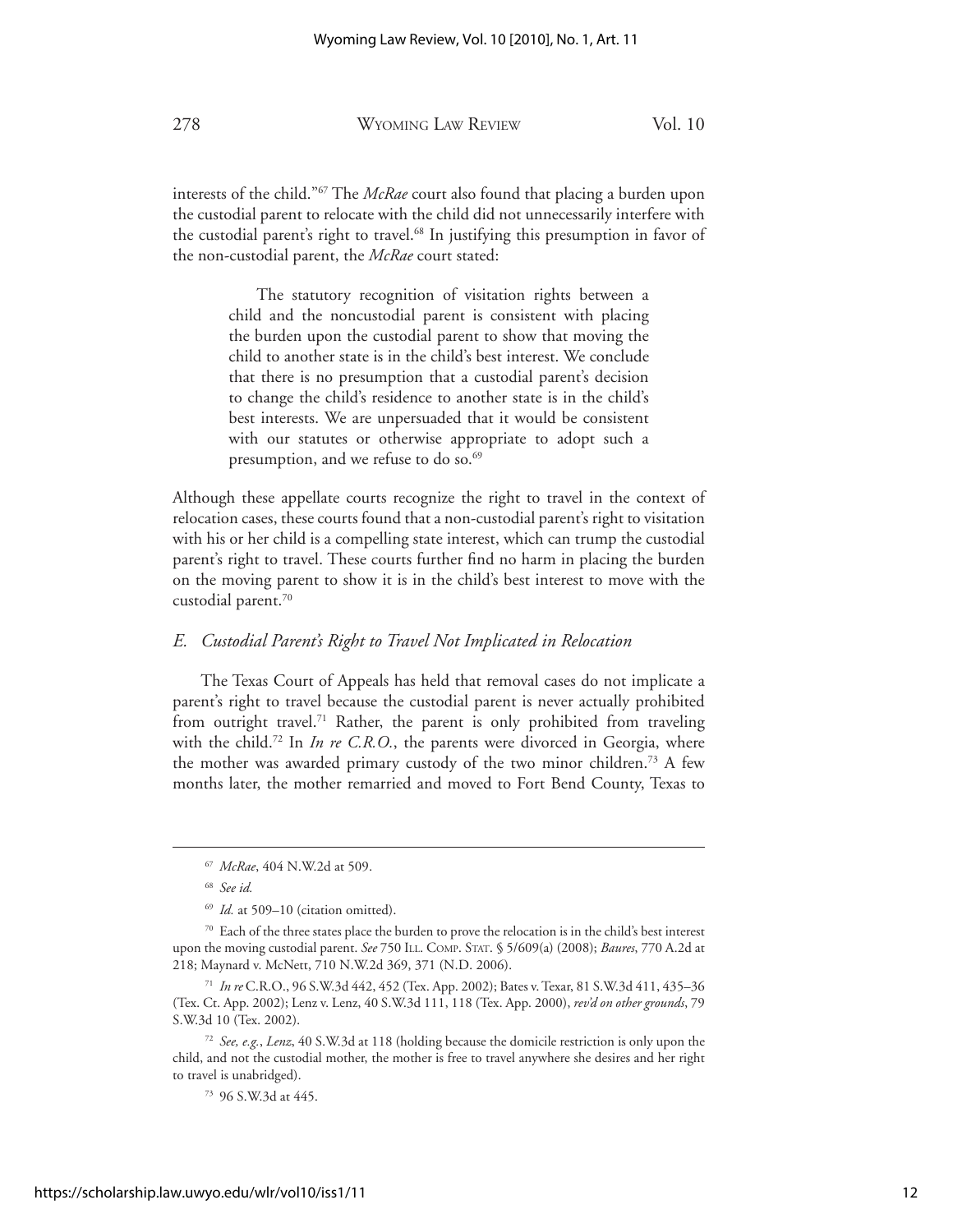interests of the child."[67] The *McRae* court also found that placing a burden upon the custodial parent to relocate with the child did not unnecessarily interfere with the custodial parent's right to travel.[68] In justifying this presumption in favor of the non-custodial parent, the *McRae* court stated:

> The statutory recognition of visitation rights between a child and the noncustodial parent is consistent with placing the burden upon the custodial parent to show that moving the child to another state is in the child's best interest. We conclude that there is no presumption that a custodial parent's decision to change the child's residence to another state is in the child's best interests. We are unpersuaded that it would be consistent with our statutes or otherwise appropriate to adopt such a presumption, and we refuse to do so.[69]

Although these appellate courts recognize the right to travel in the context of relocation cases, these courts found that a non-custodial parent's right to visitation with his or her child is a compelling state interest, which can trump the custodial parent's right to travel. These courts further find no harm in placing the burden on the moving parent to show it is in the child's best interest to move with the custodial parent.[70]

### *E. Custodial Parent's Right to Travel Not Implicated in Relocation*

The Texas Court of Appeals has held that removal cases do not implicate a parent's right to travel because the custodial parent is never actually prohibited from outright travel.[71] Rather, the parent is only prohibited from traveling with the child.[72] In *In re C.R.O.*, the parents were divorced in Georgia, where the mother was awarded primary custody of the two minor children.[73] A few months later, the mother remarried and moved to Fort Bend County, Texas to

---

[67] *McRae*, 404 N.W.2d at 509.

[68] *See id.*

[69] *Id.* at 509–10 (citation omitted).

[70] Each of the three states place the burden to prove the relocation is in the child's best interest upon the moving custodial parent. *See* 750 Ill. Comp. Stat. § 5/609(a) (2008); *Baures*, 770 A.2d at 218; Maynard v. McNett, 710 N.W.2d 369, 371 (N.D. 2006).

[71] *In re* C.R.O., 96 S.W.3d 442, 452 (Tex. App. 2002); Bates v. Texar, 81 S.W.3d 411, 435–36 (Tex. Ct. App. 2002); Lenz v. Lenz, 40 S.W.3d 111, 118 (Tex. App. 2000), *rev'd on other grounds*, 79 S.W.3d 10 (Tex. 2002).

[72] *See, e.g.*, *Lenz*, 40 S.W.3d at 118 (holding because the domicile restriction is only upon the child, and not the custodial mother, the mother is free to travel anywhere she desires and her right to travel is unabridged).

[73] 96 S.W.3d at 445.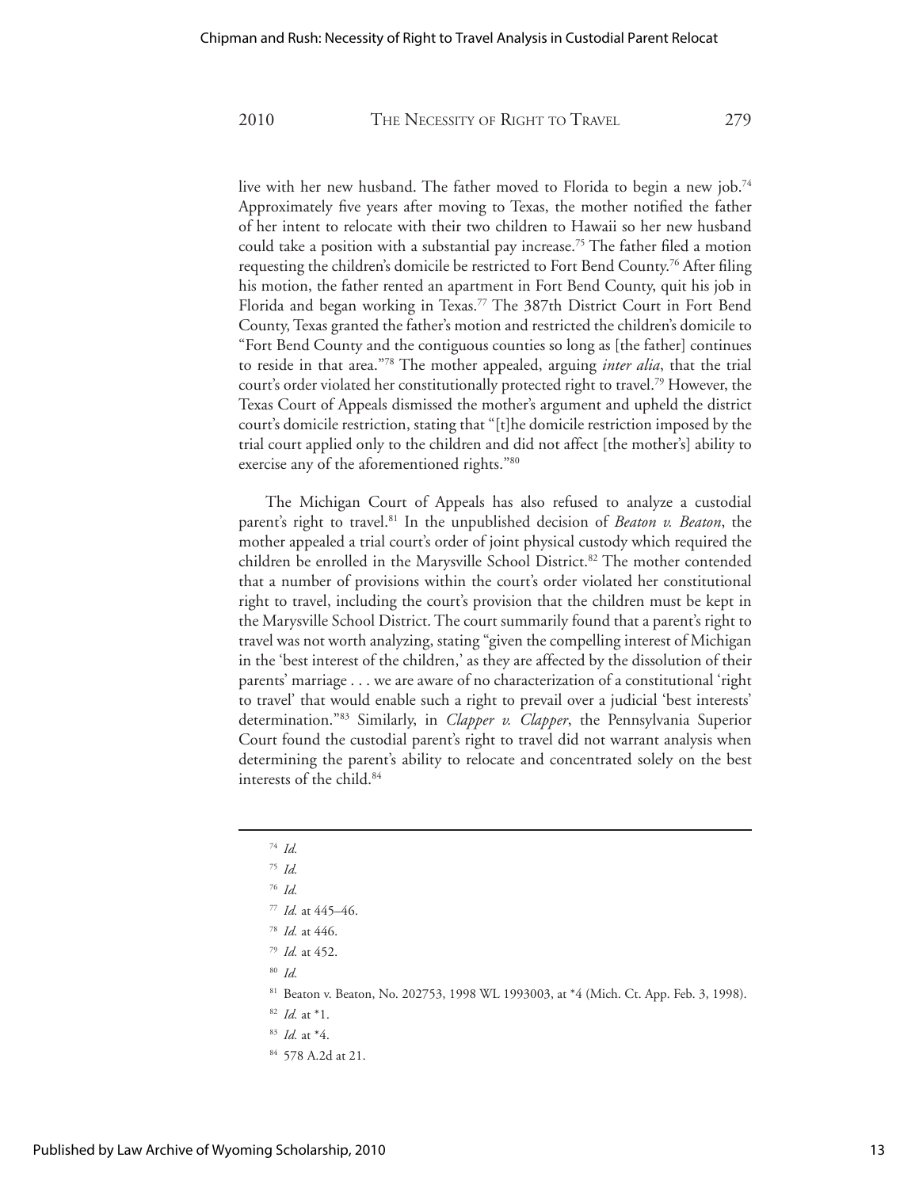live with her new husband. The father moved to Florida to begin a new job.[74] Approximately five years after moving to Texas, the mother notified the father of her intent to relocate with their two children to Hawaii so her new husband could take a position with a substantial pay increase.[75] The father filed a motion requesting the children's domicile be restricted to Fort Bend County.[76] After filing his motion, the father rented an apartment in Fort Bend County, quit his job in Florida and began working in Texas.[77] The 387th District Court in Fort Bend County, Texas granted the father's motion and restricted the children's domicile to "Fort Bend County and the contiguous counties so long as [the father] continues to reside in that area."[78] The mother appealed, arguing *inter alia*, that the trial court's order violated her constitutionally protected right to travel.[79] However, the Texas Court of Appeals dismissed the mother's argument and upheld the district court's domicile restriction, stating that "[t]he domicile restriction imposed by the trial court applied only to the children and did not affect [the mother's] ability to exercise any of the aforementioned rights."[80]

The Michigan Court of Appeals has also refused to analyze a custodial parent's right to travel.[81] In the unpublished decision of *Beaton v. Beaton*, the mother appealed a trial court's order of joint physical custody which required the children be enrolled in the Marysville School District.[82] The mother contended that a number of provisions within the court's order violated her constitutional right to travel, including the court's provision that the children must be kept in the Marysville School District. The court summarily found that a parent's right to travel was not worth analyzing, stating "given the compelling interest of Michigan in the 'best interest of the children,' as they are affected by the dissolution of their parents' marriage . . . we are aware of no characterization of a constitutional 'right to travel' that would enable such a right to prevail over a judicial 'best interests' determination."[83] Similarly, in *Clapper v. Clapper*, the Pennsylvania Superior Court found the custodial parent's right to travel did not warrant analysis when determining the parent's ability to relocate and concentrated solely on the best interests of the child.[84]

---

[74] *Id.*

[75] *Id.*

[76] *Id.*

[77] *Id.* at 445–46.

[78] *Id.* at 446.

[79] *Id.* at 452.

[80] *Id.*

[81] Beaton v. Beaton, No. 202753, 1998 WL 1993003, at *4 (Mich. Ct. App. Feb. 3, 1998).

[82] *Id.* at *1.

[83] *Id.* at *4.

[84] 578 A.2d at 21.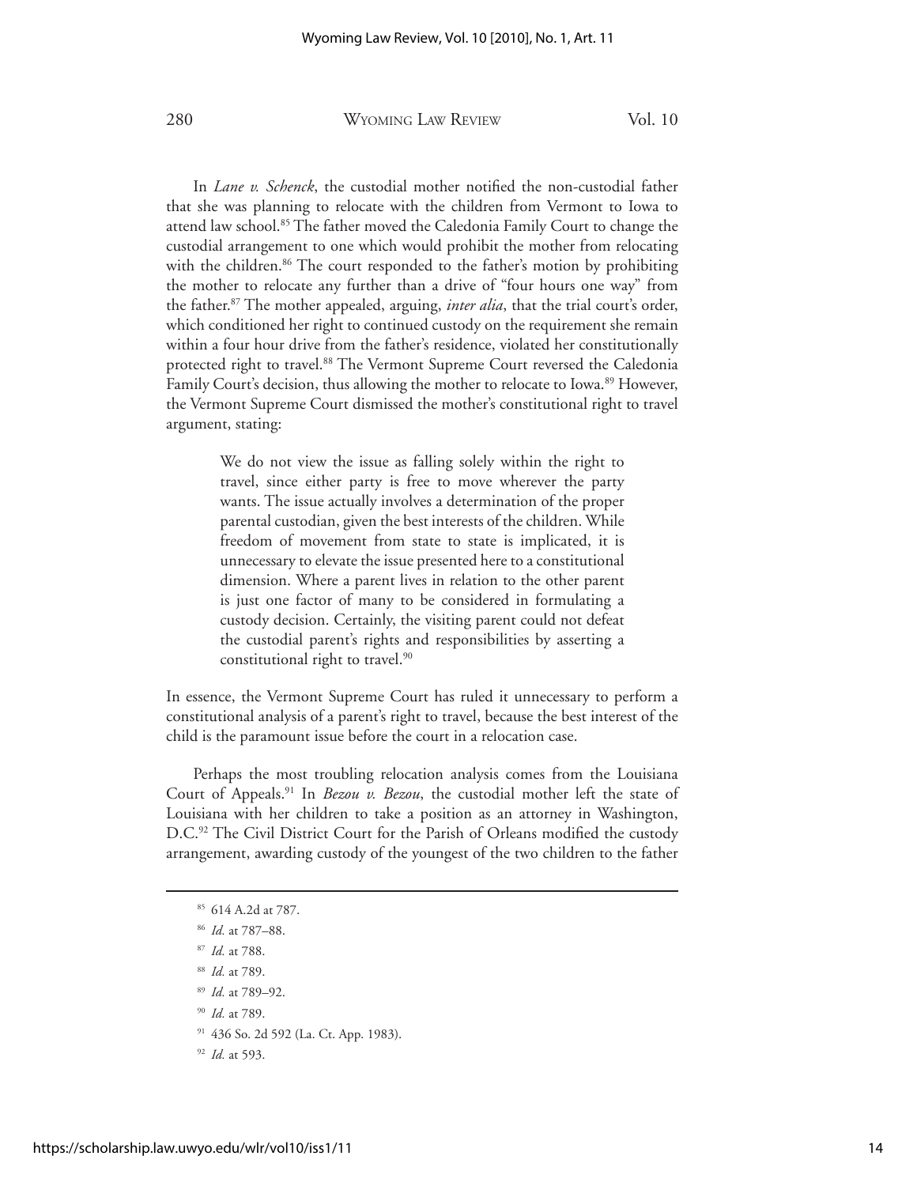In *Lane v. Schenck*, the custodial mother notified the non-custodial father that she was planning to relocate with the children from Vermont to Iowa to attend law school.[85] The father moved the Caledonia Family Court to change the custodial arrangement to one which would prohibit the mother from relocating with the children.[86] The court responded to the father's motion by prohibiting the mother to relocate any further than a drive of "four hours one way" from the father.[87] The mother appealed, arguing, *inter alia*, that the trial court's order, which conditioned her right to continued custody on the requirement she remain within a four hour drive from the father's residence, violated her constitutionally protected right to travel.[88] The Vermont Supreme Court reversed the Caledonia Family Court's decision, thus allowing the mother to relocate to Iowa.[89] However, the Vermont Supreme Court dismissed the mother's constitutional right to travel argument, stating:

> We do not view the issue as falling solely within the right to travel, since either party is free to move wherever the party wants. The issue actually involves a determination of the proper parental custodian, given the best interests of the children. While freedom of movement from state to state is implicated, it is unnecessary to elevate the issue presented here to a constitutional dimension. Where a parent lives in relation to the other parent is just one factor of many to be considered in formulating a custody decision. Certainly, the visiting parent could not defeat the custodial parent's rights and responsibilities by asserting a constitutional right to travel.[90]

In essence, the Vermont Supreme Court has ruled it unnecessary to perform a constitutional analysis of a parent's right to travel, because the best interest of the child is the paramount issue before the court in a relocation case.

Perhaps the most troubling relocation analysis comes from the Louisiana Court of Appeals.[91] In *Bezou v. Bezou*, the custodial mother left the state of Louisiana with her children to take a position as an attorney in Washington, D.C.[92] The Civil District Court for the Parish of Orleans modified the custody arrangement, awarding custody of the youngest of the two children to the father

---

[85] 614 A.2d at 787.

[86] *Id.* at 787–88.

[87] *Id.* at 788.

[88] *Id.* at 789.

[89] *Id.* at 789–92.

[90] *Id.* at 789.

[91] 436 So. 2d 592 (La. Ct. App. 1983).

[92] *Id.* at 593.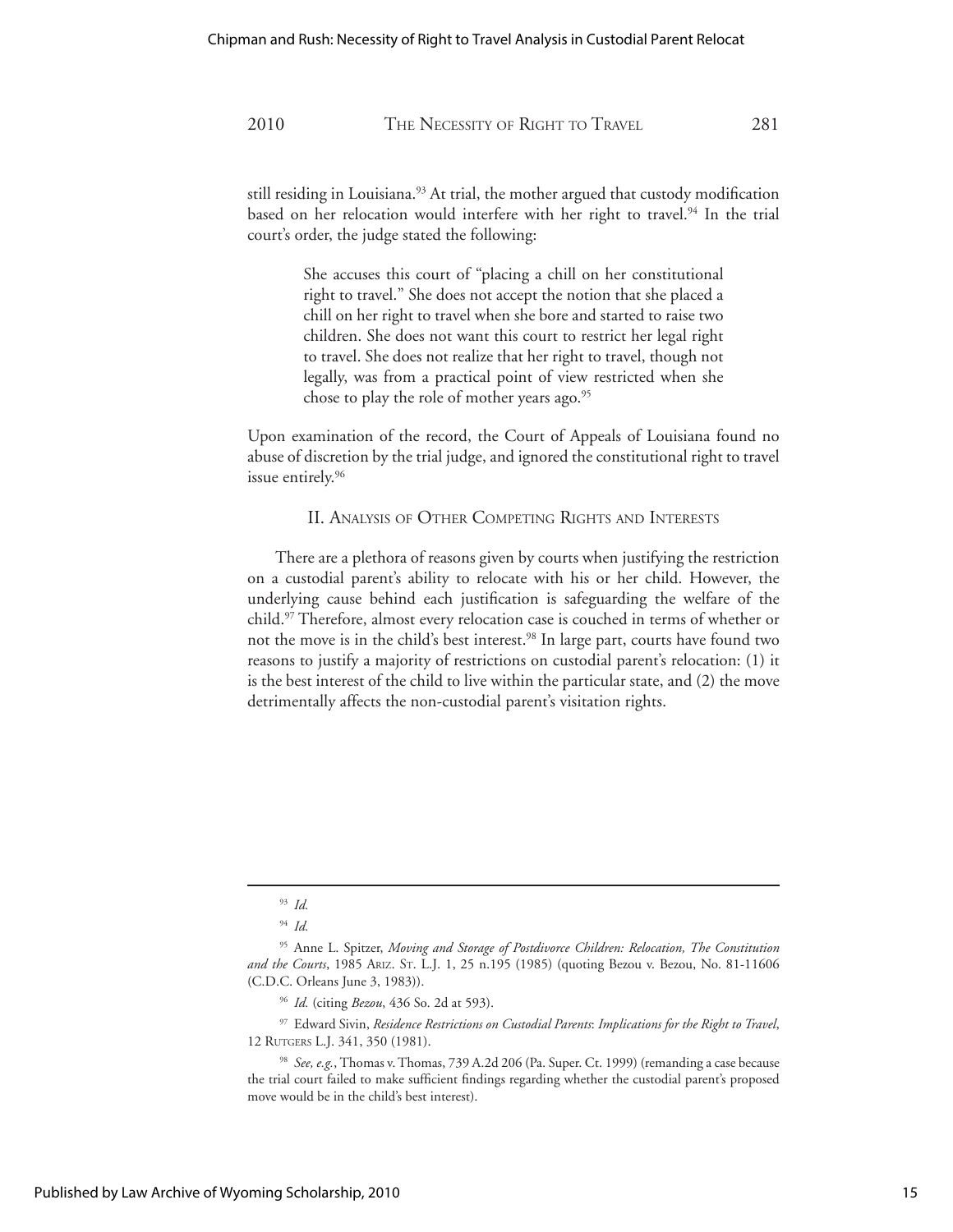still residing in Louisiana.[93] At trial, the mother argued that custody modification based on her relocation would interfere with her right to travel.[94] In the trial court's order, the judge stated the following:

> She accuses this court of "placing a chill on her constitutional right to travel." She does not accept the notion that she placed a chill on her right to travel when she bore and started to raise two children. She does not want this court to restrict her legal right to travel. She does not realize that her right to travel, though not legally, was from a practical point of view restricted when she chose to play the role of mother years ago.[95]

Upon examination of the record, the Court of Appeals of Louisiana found no abuse of discretion by the trial judge, and ignored the constitutional right to travel issue entirely.[96]

## II. Analysis of Other Competing Rights and Interests

There are a plethora of reasons given by courts when justifying the restriction on a custodial parent's ability to relocate with his or her child. However, the underlying cause behind each justification is safeguarding the welfare of the child.[97] Therefore, almost every relocation case is couched in terms of whether or not the move is in the child's best interest.[98] In large part, courts have found two reasons to justify a majority of restrictions on custodial parent's relocation: (1) it is the best interest of the child to live within the particular state, and (2) the move detrimentally affects the non-custodial parent's visitation rights.

---

[93] *Id.*

[94] *Id.*

[95] Anne L. Spitzer, *Moving and Storage of Postdivorce Children: Relocation, The Constitution and the Courts*, 1985 Ariz. St. L.J. 1, 25 n.195 (1985) (quoting Bezou v. Bezou, No. 81-11606 (C.D.C. Orleans June 3, 1983)).

[96] *Id.* (citing *Bezou*, 436 So. 2d at 593).

[97] Edward Sivin, *Residence Restrictions on Custodial Parents: Implications for the Right to Travel*, 12 Rutgers L.J. 341, 350 (1981).

[98] *See, e.g.*, Thomas v. Thomas, 739 A.2d 206 (Pa. Super. Ct. 1999) (remanding a case because the trial court failed to make sufficient findings regarding whether the custodial parent's proposed move would be in the child's best interest).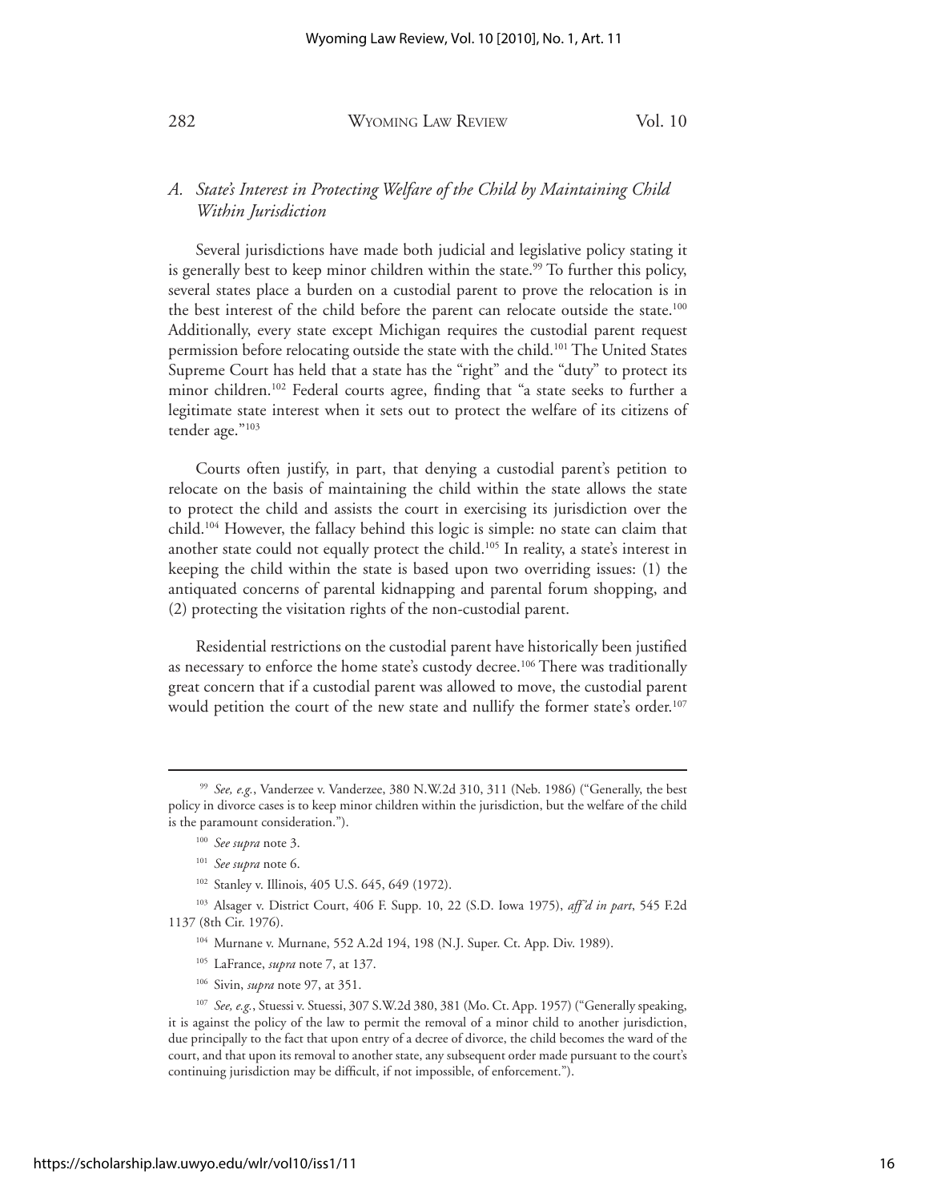### *A. State's Interest in Protecting Welfare of the Child by Maintaining Child Within Jurisdiction*

Several jurisdictions have made both judicial and legislative policy stating it is generally best to keep minor children within the state.[99] To further this policy, several states place a burden on a custodial parent to prove the relocation is in the best interest of the child before the parent can relocate outside the state.[100] Additionally, every state except Michigan requires the custodial parent request permission before relocating outside the state with the child.[101] The United States Supreme Court has held that a state has the "right" and the "duty" to protect its minor children.[102] Federal courts agree, finding that "a state seeks to further a legitimate state interest when it sets out to protect the welfare of its citizens of tender age."[103]

Courts often justify, in part, that denying a custodial parent's petition to relocate on the basis of maintaining the child within the state allows the state to protect the child and assists the court in exercising its jurisdiction over the child.[104] However, the fallacy behind this logic is simple: no state can claim that another state could not equally protect the child.[105] In reality, a state's interest in keeping the child within the state is based upon two overriding issues: (1) the antiquated concerns of parental kidnapping and parental forum shopping, and (2) protecting the visitation rights of the non-custodial parent.

Residential restrictions on the custodial parent have historically been justified as necessary to enforce the home state's custody decree.[106] There was traditionally great concern that if a custodial parent was allowed to move, the custodial parent would petition the court of the new state and nullify the former state's order.[107]

---

[99] *See, e.g.*, Vanderzee v. Vanderzee, 380 N.W.2d 310, 311 (Neb. 1986) ("Generally, the best policy in divorce cases is to keep minor children within the jurisdiction, but the welfare of the child is the paramount consideration.").

[100] *See supra* note 3.

[101] *See supra* note 6.

[102] Stanley v. Illinois, 405 U.S. 645, 649 (1972).

[103] Alsager v. District Court, 406 F. Supp. 10, 22 (S.D. Iowa 1975), *aff'd in part*, 545 F.2d 1137 (8th Cir. 1976).

[104] Murnane v. Murnane, 552 A.2d 194, 198 (N.J. Super. Ct. App. Div. 1989).

[105] LaFrance, *supra* note 7, at 137.

[106] Sivin, *supra* note 97, at 351.

[107] *See, e.g.*, Stuessi v. Stuessi, 307 S.W.2d 380, 381 (Mo. Ct. App. 1957) ("Generally speaking, it is against the policy of the law to permit the removal of a minor child to another jurisdiction, due principally to the fact that upon entry of a decree of divorce, the child becomes the ward of the court, and that upon its removal to another state, any subsequent order made pursuant to the court's continuing jurisdiction may be difficult, if not impossible, of enforcement.").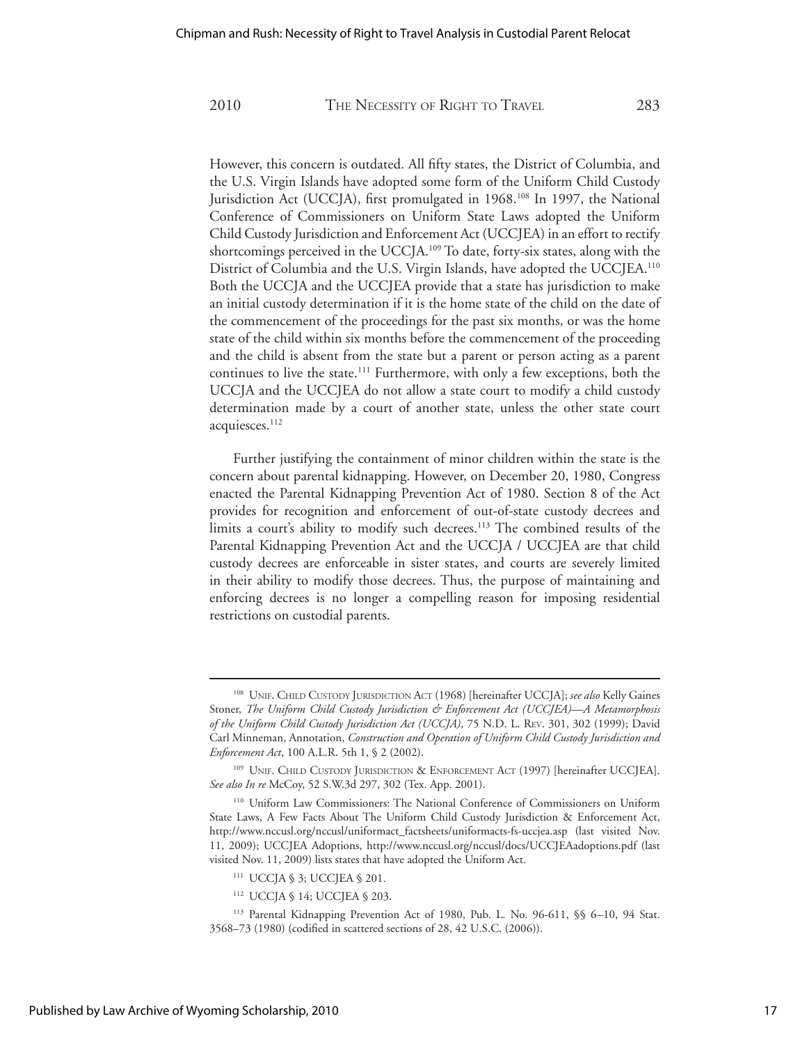However, this concern is outdated. All fifty states, the District of Columbia, and the U.S. Virgin Islands have adopted some form of the Uniform Child Custody Jurisdiction Act (UCCJA), first promulgated in 1968.[108] In 1997, the National Conference of Commissioners on Uniform State Laws adopted the Uniform Child Custody Jurisdiction and Enforcement Act (UCCJEA) in an effort to rectify shortcomings perceived in the UCCJA.[109] To date, forty-six states, along with the District of Columbia and the U.S. Virgin Islands, have adopted the UCCJEA.[110] Both the UCCJA and the UCCJEA provide that a state has jurisdiction to make an initial custody determination if it is the home state of the child on the date of the commencement of the proceedings for the past six months, or was the home state of the child within six months before the commencement of the proceeding and the child is absent from the state but a parent or person acting as a parent continues to live the state.[111] Furthermore, with only a few exceptions, both the UCCJA and the UCCJEA do not allow a state court to modify a child custody determination made by a court of another state, unless the other state court acquiesces.[112]

Further justifying the containment of minor children within the state is the concern about parental kidnapping. However, on December 20, 1980, Congress enacted the Parental Kidnapping Prevention Act of 1980. Section 8 of the Act provides for recognition and enforcement of out-of-state custody decrees and limits a court's ability to modify such decrees.[113] The combined results of the Parental Kidnapping Prevention Act and the UCCJA / UCCJEA are that child custody decrees are enforceable in sister states, and courts are severely limited in their ability to modify those decrees. Thus, the purpose of maintaining and enforcing decrees is no longer a compelling reason for imposing residential restrictions on custodial parents.

---

[108] Unif. Child Custody Jurisdiction Act (1968) [hereinafter UCCJA]; *see also* Kelly Gaines Stoner, *The Uniform Child Custody Jurisdiction & Enforcement Act (UCCJEA)—A Metamorphosis of the Uniform Child Custody Jurisdiction Act (UCCJA)*, 75 N.D. L. Rev. 301, 302 (1999); David Carl Minneman, Annotation, *Construction and Operation of Uniform Child Custody Jurisdiction and Enforcement Act*, 100 A.L.R. 5th 1, § 2 (2002).

[109] Unif. Child Custody Jurisdiction & Enforcement Act (1997) [hereinafter UCCJEA]. *See also In re* McCoy, 52 S.W.3d 297, 302 (Tex. App. 2001).

[110] Uniform Law Commissioners: The National Conference of Commissioners on Uniform State Laws, A Few Facts About The Uniform Child Custody Jurisdiction & Enforcement Act, http://www.nccusl.org/nccusl/uniformact_factsheets/uniformacts-fs-uccjea.asp (last visited Nov. 11, 2009); UCCJEA Adoptions, http://www.nccusl.org/nccusl/docs/UCCJEAadoptions.pdf (last visited Nov. 11, 2009) lists states that have adopted the Uniform Act.

[111] UCCJA § 3; UCCJEA § 201.

[112] UCCJA § 14; UCCJEA § 203.

[113] Parental Kidnapping Prevention Act of 1980, Pub. L. No. 96-611, §§ 6–10, 94 Stat. 3568–73 (1980) (codified in scattered sections of 28, 42 U.S.C. (2006)).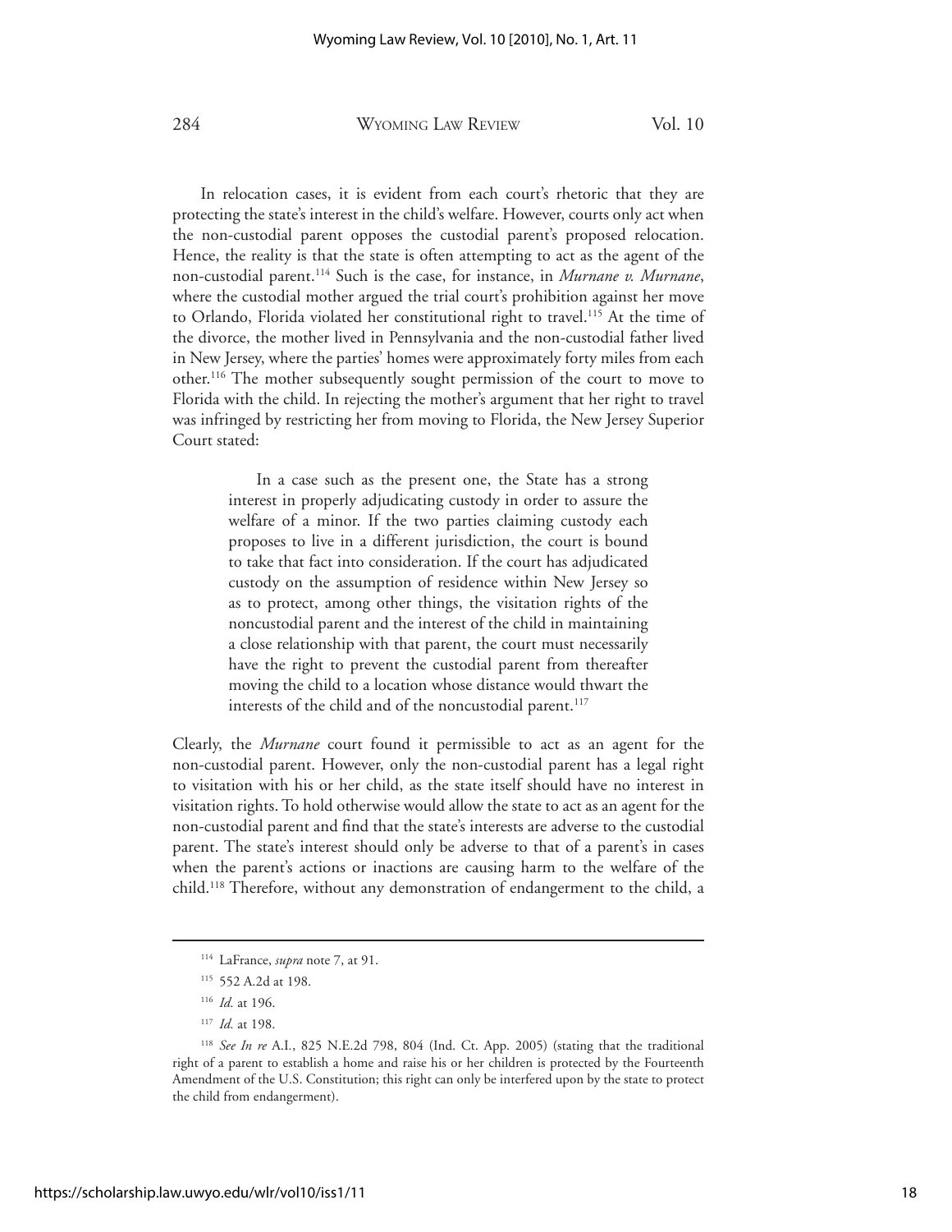In relocation cases, it is evident from each court's rhetoric that they are protecting the state's interest in the child's welfare. However, courts only act when the non-custodial parent opposes the custodial parent's proposed relocation. Hence, the reality is that the state is often attempting to act as the agent of the non-custodial parent.[114] Such is the case, for instance, in *Murnane v. Murnane*, where the custodial mother argued the trial court's prohibition against her move to Orlando, Florida violated her constitutional right to travel.[115] At the time of the divorce, the mother lived in Pennsylvania and the non-custodial father lived in New Jersey, where the parties' homes were approximately forty miles from each other.[116] The mother subsequently sought permission of the court to move to Florida with the child. In rejecting the mother's argument that her right to travel was infringed by restricting her from moving to Florida, the New Jersey Superior Court stated:

> In a case such as the present one, the State has a strong interest in properly adjudicating custody in order to assure the welfare of a minor. If the two parties claiming custody each proposes to live in a different jurisdiction, the court is bound to take that fact into consideration. If the court has adjudicated custody on the assumption of residence within New Jersey so as to protect, among other things, the visitation rights of the noncustodial parent and the interest of the child in maintaining a close relationship with that parent, the court must necessarily have the right to prevent the custodial parent from thereafter moving the child to a location whose distance would thwart the interests of the child and of the noncustodial parent.[117]

Clearly, the *Murnane* court found it permissible to act as an agent for the non-custodial parent. However, only the non-custodial parent has a legal right to visitation with his or her child, as the state itself should have no interest in visitation rights. To hold otherwise would allow the state to act as an agent for the non-custodial parent and find that the state's interests are adverse to the custodial parent. The state's interest should only be adverse to that of a parent's in cases when the parent's actions or inactions are causing harm to the welfare of the child.[118] Therefore, without any demonstration of endangerment to the child, a

---

[114] LaFrance, *supra* note 7, at 91.

[115] 552 A.2d at 198.

[116] *Id.* at 196.

[117] *Id.* at 198.

[118] *See In re* A.I., 825 N.E.2d 798, 804 (Ind. Ct. App. 2005) (stating that the traditional right of a parent to establish a home and raise his or her children is protected by the Fourteenth Amendment of the U.S. Constitution; this right can only be interfered upon by the state to protect the child from endangerment).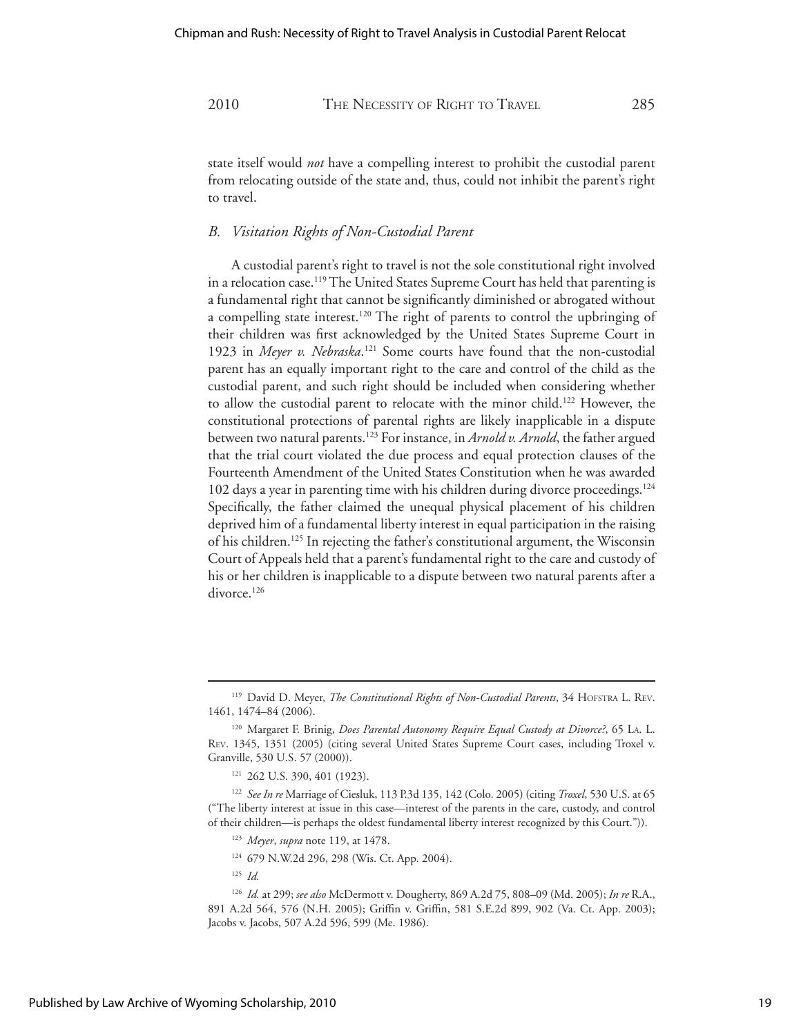state itself would *not* have a compelling interest to prohibit the custodial parent from relocating outside of the state and, thus, could not inhibit the parent's right to travel.

### *B. Visitation Rights of Non-Custodial Parent*

A custodial parent's right to travel is not the sole constitutional right involved in a relocation case.[119] The United States Supreme Court has held that parenting is a fundamental right that cannot be significantly diminished or abrogated without a compelling state interest.[120] The right of parents to control the upbringing of their children was first acknowledged by the United States Supreme Court in 1923 in *Meyer v. Nebraska*.[121] Some courts have found that the non-custodial parent has an equally important right to the care and control of the child as the custodial parent, and such right should be included when considering whether to allow the custodial parent to relocate with the minor child.[122] However, the constitutional protections of parental rights are likely inapplicable in a dispute between two natural parents.[123] For instance, in *Arnold v. Arnold*, the father argued that the trial court violated the due process and equal protection clauses of the Fourteenth Amendment of the United States Constitution when he was awarded 102 days a year in parenting time with his children during divorce proceedings.[124] Specifically, the father claimed the unequal physical placement of his children deprived him of a fundamental liberty interest in equal participation in the raising of his children.[125] In rejecting the father's constitutional argument, the Wisconsin Court of Appeals held that a parent's fundamental right to the care and custody of his or her children is inapplicable to a dispute between two natural parents after a divorce.[126]

---

[119] David D. Meyer, *The Constitutional Rights of Non-Custodial Parents*, 34 Hofstra L. Rev. 1461, 1474–84 (2006).

[120] Margaret F. Brinig, *Does Parental Autonomy Require Equal Custody at Divorce?*, 65 La. L. Rev. 1345, 1351 (2005) (citing several United States Supreme Court cases, including Troxel v. Granville, 530 U.S. 57 (2000)).

[121] 262 U.S. 390, 401 (1923).

[122] *See In re* Marriage of Ciesluk, 113 P.3d 135, 142 (Colo. 2005) (citing *Troxel*, 530 U.S. at 65 ("The liberty interest at issue in this case—interest of the parents in the care, custody, and control of their children—is perhaps the oldest fundamental liberty interest recognized by this Court.")).

[123] *Meyer*, *supra* note 119, at 1478.

[124] 679 N.W.2d 296, 298 (Wis. Ct. App. 2004).

[125] *Id.*

[126] *Id.* at 299; *see also* McDermott v. Dougherty, 869 A.2d 75, 808–09 (Md. 2005); *In re* R.A., 891 A.2d 564, 576 (N.H. 2005); Griffin v. Griffin, 581 S.E.2d 899, 902 (Va. Ct. App. 2003); Jacobs v. Jacobs, 507 A.2d 596, 599 (Me. 1986).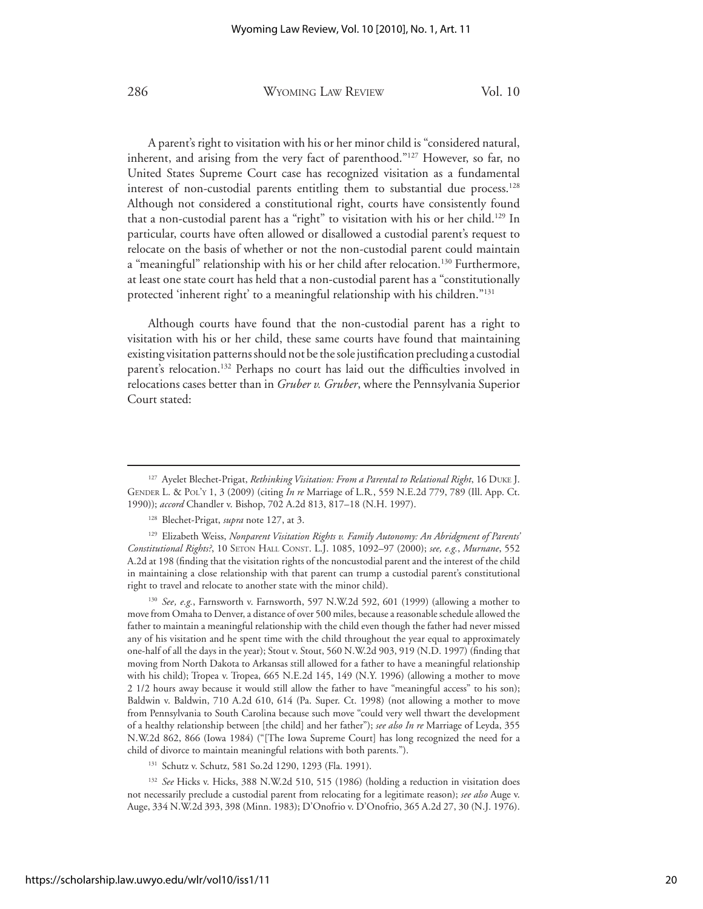A parent's right to visitation with his or her minor child is "considered natural, inherent, and arising from the very fact of parenthood."[127] However, so far, no United States Supreme Court case has recognized visitation as a fundamental interest of non-custodial parents entitling them to substantial due process.[128] Although not considered a constitutional right, courts have consistently found that a non-custodial parent has a "right" to visitation with his or her child.[129] In particular, courts have often allowed or disallowed a custodial parent's request to relocate on the basis of whether or not the non-custodial parent could maintain a "meaningful" relationship with his or her child after relocation.[130] Furthermore, at least one state court has held that a non-custodial parent has a "constitutionally protected 'inherent right' to a meaningful relationship with his children."[131]

Although courts have found that the non-custodial parent has a right to visitation with his or her child, these same courts have found that maintaining existing visitation patterns should not be the sole justification precluding a custodial parent's relocation.[132] Perhaps no court has laid out the difficulties involved in relocations cases better than in *Gruber v. Gruber*, where the Pennsylvania Superior Court stated:

---

[127] Ayelet Blechet-Prigat, *Rethinking Visitation: From a Parental to Relational Right*, 16 Duke J. Gender L. & Pol'y 1, 3 (2009) (citing *In re* Marriage of L.R., 559 N.E.2d 779, 789 (Ill. App. Ct. 1990)); *accord* Chandler v. Bishop, 702 A.2d 813, 817–18 (N.H. 1997).

[128] Blechet-Prigat, *supra* note 127, at 3.

[129] Elizabeth Weiss, *Nonparent Visitation Rights v. Family Autonomy: An Abridgment of Parents' Constitutional Rights?*, 10 Seton Hall Const. L.J. 1085, 1092–97 (2000); *see, e.g.*, *Murnane*, 552 A.2d at 198 (finding that the visitation rights of the noncustodial parent and the interest of the child in maintaining a close relationship with that parent can trump a custodial parent's constitutional right to travel and relocate to another state with the minor child).

[130] *See, e.g.*, Farnsworth v. Farnsworth, 597 N.W.2d 592, 601 (1999) (allowing a mother to move from Omaha to Denver, a distance of over 500 miles, because a reasonable schedule allowed the father to maintain a meaningful relationship with the child even though the father had never missed any of his visitation and he spent time with the child throughout the year equal to approximately one-half of all the days in the year); Stout v. Stout, 560 N.W.2d 903, 919 (N.D. 1997) (finding that moving from North Dakota to Arkansas still allowed for a father to have a meaningful relationship with his child); Tropea v. Tropea, 665 N.E.2d 145, 149 (N.Y. 1996) (allowing a mother to move 2 1/2 hours away because it would still allow the father to have "meaningful access" to his son); Baldwin v. Baldwin, 710 A.2d 610, 614 (Pa. Super. Ct. 1998) (not allowing a mother to move from Pennsylvania to South Carolina because such move "could very well thwart the development of a healthy relationship between [the child] and her father"); *see also In re* Marriage of Leyda, 355 N.W.2d 862, 866 (Iowa 1984) ("[The Iowa Supreme Court] has long recognized the need for a child of divorce to maintain meaningful relations with both parents.").

[131] Schutz v. Schutz, 581 So.2d 1290, 1293 (Fla. 1991).

[132] *See* Hicks v. Hicks, 388 N.W.2d 510, 515 (1986) (holding a reduction in visitation does not necessarily preclude a custodial parent from relocating for a legitimate reason); *see also* Auge v. Auge, 334 N.W.2d 393, 398 (Minn. 1983); D'Onofrio v. D'Onofrio, 365 A.2d 27, 30 (N.J. 1976).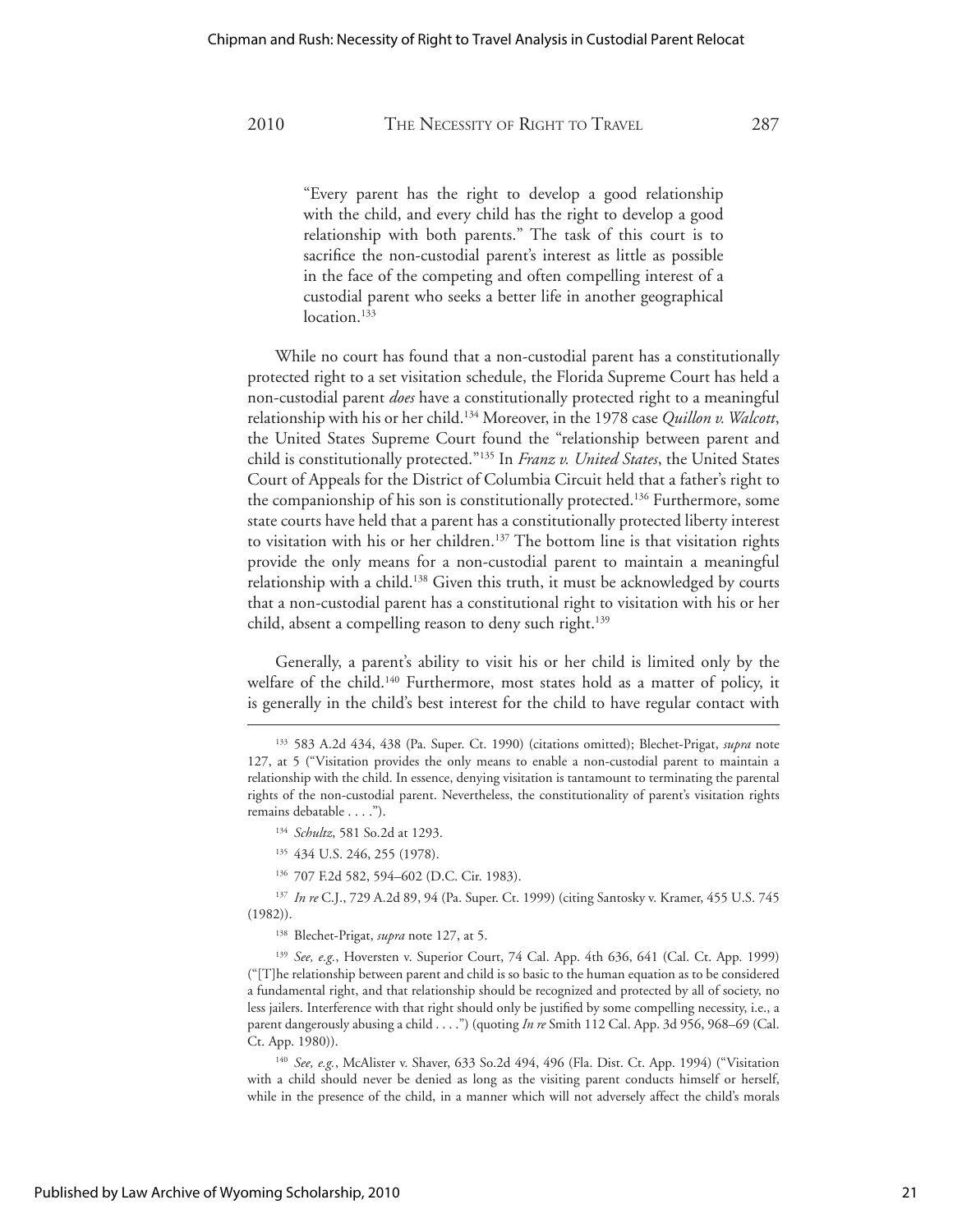> "Every parent has the right to develop a good relationship with the child, and every child has the right to develop a good relationship with both parents." The task of this court is to sacrifice the non-custodial parent's interest as little as possible in the face of the competing and often compelling interest of a custodial parent who seeks a better life in another geographical location.[133]

While no court has found that a non-custodial parent has a constitutionally protected right to a set visitation schedule, the Florida Supreme Court has held a non-custodial parent *does* have a constitutionally protected right to a meaningful relationship with his or her child.[134] Moreover, in the 1978 case *Quillon v. Walcott*, the United States Supreme Court found the "relationship between parent and child is constitutionally protected."[135] In *Franz v. United States*, the United States Court of Appeals for the District of Columbia Circuit held that a father's right to the companionship of his son is constitutionally protected.[136] Furthermore, some state courts have held that a parent has a constitutionally protected liberty interest to visitation with his or her children.[137] The bottom line is that visitation rights provide the only means for a non-custodial parent to maintain a meaningful relationship with a child.[138] Given this truth, it must be acknowledged by courts that a non-custodial parent has a constitutional right to visitation with his or her child, absent a compelling reason to deny such right.[139]

Generally, a parent's ability to visit his or her child is limited only by the welfare of the child.[140] Furthermore, most states hold as a matter of policy, it is generally in the child's best interest for the child to have regular contact with

---

[133] 583 A.2d 434, 438 (Pa. Super. Ct. 1990) (citations omitted); Blechet-Prigat, *supra* note 127, at 5 ("Visitation provides the only means to enable a non-custodial parent to maintain a relationship with the child. In essence, denying visitation is tantamount to terminating the parental rights of the non-custodial parent. Nevertheless, the constitutionality of parent's visitation rights remains debatable . . . .").

[134] *Schultz*, 581 So.2d at 1293.

[135] 434 U.S. 246, 255 (1978).

[136] 707 F.2d 582, 594–602 (D.C. Cir. 1983).

[137] *In re* C.J., 729 A.2d 89, 94 (Pa. Super. Ct. 1999) (citing Santosky v. Kramer, 455 U.S. 745 (1982)).

[138] Blechet-Prigat, *supra* note 127, at 5.

[139] *See, e.g.*, Hoversten v. Superior Court, 74 Cal. App. 4th 636, 641 (Cal. Ct. App. 1999) ("[T]he relationship between parent and child is so basic to the human equation as to be considered a fundamental right, and that relationship should be recognized and protected by all of society, no less jailers. Interference with that right should only be justified by some compelling necessity, i.e., a parent dangerously abusing a child . . . .") (quoting *In re* Smith 112 Cal. App. 3d 956, 968–69 (Cal. Ct. App. 1980)).

[140] *See, e.g.*, McAlister v. Shaver, 633 So.2d 494, 496 (Fla. Dist. Ct. App. 1994) ("Visitation with a child should never be denied as long as the visiting parent conducts himself or herself, while in the presence of the child, in a manner which will not adversely affect the child's morals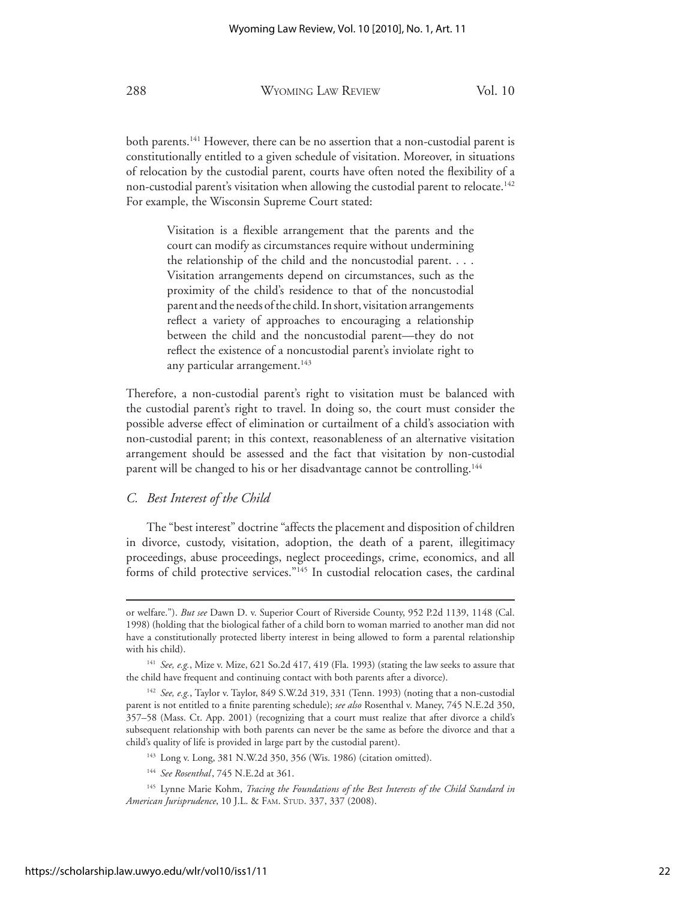both parents.[141] However, there can be no assertion that a non-custodial parent is constitutionally entitled to a given schedule of visitation. Moreover, in situations of relocation by the custodial parent, courts have often noted the flexibility of a non-custodial parent's visitation when allowing the custodial parent to relocate.[142] For example, the Wisconsin Supreme Court stated:

> Visitation is a flexible arrangement that the parents and the court can modify as circumstances require without undermining the relationship of the child and the noncustodial parent. . . . Visitation arrangements depend on circumstances, such as the proximity of the child's residence to that of the noncustodial parent and the needs of the child. In short, visitation arrangements reflect a variety of approaches to encouraging a relationship between the child and the noncustodial parent—they do not reflect the existence of a noncustodial parent's inviolate right to any particular arrangement.[143]

Therefore, a non-custodial parent's right to visitation must be balanced with the custodial parent's right to travel. In doing so, the court must consider the possible adverse effect of elimination or curtailment of a child's association with non-custodial parent; in this context, reasonableness of an alternative visitation arrangement should be assessed and the fact that visitation by non-custodial parent will be changed to his or her disadvantage cannot be controlling.[144]

### *C. Best Interest of the Child*

The "best interest" doctrine "affects the placement and disposition of children in divorce, custody, visitation, adoption, the death of a parent, illegitimacy proceedings, abuse proceedings, neglect proceedings, crime, economics, and all forms of child protective services."[145] In custodial relocation cases, the cardinal

---

or welfare."). *But see* Dawn D. v. Superior Court of Riverside County, 952 P.2d 1139, 1148 (Cal. 1998) (holding that the biological father of a child born to woman married to another man did not have a constitutionally protected liberty interest in being allowed to form a parental relationship with his child).

[141] *See, e.g.*, Mize v. Mize, 621 So.2d 417, 419 (Fla. 1993) (stating the law seeks to assure that the child have frequent and continuing contact with both parents after a divorce).

[142] *See, e.g.*, Taylor v. Taylor, 849 S.W.2d 319, 331 (Tenn. 1993) (noting that a non-custodial parent is not entitled to a finite parenting schedule); *see also* Rosenthal v. Maney, 745 N.E.2d 350, 357–58 (Mass. Ct. App. 2001) (recognizing that a court must realize that after divorce a child's subsequent relationship with both parents can never be the same as before the divorce and that a child's quality of life is provided in large part by the custodial parent).

[143] Long v. Long, 381 N.W.2d 350, 356 (Wis. 1986) (citation omitted).

[144] *See Rosenthal*, 745 N.E.2d at 361.

[145] Lynne Marie Kohm, *Tracing the Foundations of the Best Interests of the Child Standard in American Jurisprudence*, 10 J.L. & FAM. STUD. 337, 337 (2008).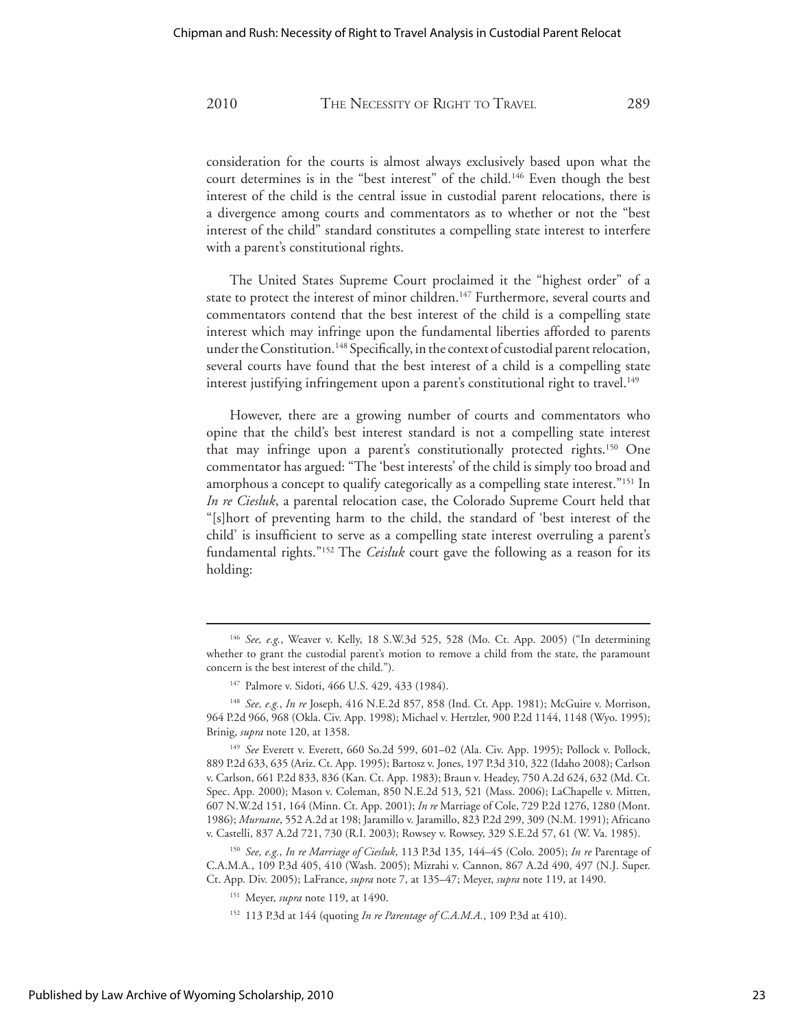consideration for the courts is almost always exclusively based upon what the court determines is in the "best interest" of the child.[146] Even though the best interest of the child is the central issue in custodial parent relocations, there is a divergence among courts and commentators as to whether or not the "best interest of the child" standard constitutes a compelling state interest to interfere with a parent's constitutional rights.

The United States Supreme Court proclaimed it the "highest order" of a state to protect the interest of minor children.[147] Furthermore, several courts and commentators contend that the best interest of the child is a compelling state interest which may infringe upon the fundamental liberties afforded to parents under the Constitution.[148] Specifically, in the context of custodial parent relocation, several courts have found that the best interest of a child is a compelling state interest justifying infringement upon a parent's constitutional right to travel.[149]

However, there are a growing number of courts and commentators who opine that the child's best interest standard is not a compelling state interest that may infringe upon a parent's constitutionally protected rights.[150] One commentator has argued: "The 'best interests' of the child is simply too broad and amorphous a concept to qualify categorically as a compelling state interest."[151] In *In re Ciesluk*, a parental relocation case, the Colorado Supreme Court held that "[s]hort of preventing harm to the child, the standard of 'best interest of the child' is insufficient to serve as a compelling state interest overruling a parent's fundamental rights."[152] The *Ceisluk* court gave the following as a reason for its holding:

---

[146] *See, e.g.*, Weaver v. Kelly, 18 S.W.3d 525, 528 (Mo. Ct. App. 2005) ("In determining whether to grant the custodial parent's motion to remove a child from the state, the paramount concern is the best interest of the child.").

[147] Palmore v. Sidoti, 466 U.S. 429, 433 (1984).

[148] *See, e.g.*, *In re* Joseph, 416 N.E.2d 857, 858 (Ind. Ct. App. 1981); McGuire v. Morrison, 964 P.2d 966, 968 (Okla. Civ. App. 1998); Michael v. Hertzler, 900 P.2d 1144, 1148 (Wyo. 1995); Brinig, *supra* note 120, at 1358.

[149] *See* Everett v. Everett, 660 So.2d 599, 601–02 (Ala. Civ. App. 1995); Pollock v. Pollock, 889 P.2d 633, 635 (Ariz. Ct. App. 1995); Bartosz v. Jones, 197 P.3d 310, 322 (Idaho 2008); Carlson v. Carlson, 661 P.2d 833, 836 (Kan. Ct. App. 1983); Braun v. Headey, 750 A.2d 624, 632 (Md. Ct. Spec. App. 2000); Mason v. Coleman, 850 N.E.2d 513, 521 (Mass. 2006); LaChapelle v. Mitten, 607 N.W.2d 151, 164 (Minn. Ct. App. 2001); *In re* Marriage of Cole, 729 P.2d 1276, 1280 (Mont. 1986); *Murnane*, 552 A.2d at 198; Jaramillo v. Jaramillo, 823 P.2d 299, 309 (N.M. 1991); Africano v. Castelli, 837 A.2d 721, 730 (R.I. 2003); Rowsey v. Rowsey, 329 S.E.2d 57, 61 (W. Va. 1985).

[150] *See, e.g.*, *In re Marriage of Ciesluk*, 113 P.3d 135, 144–45 (Colo. 2005); *In re* Parentage of C.A.M.A., 109 P.3d 405, 410 (Wash. 2005); Mizrahi v. Cannon, 867 A.2d 490, 497 (N.J. Super. Ct. App. Div. 2005); LaFrance, *supra* note 7, at 135–47; Meyer, *supra* note 119, at 1490.

[151] Meyer, *supra* note 119, at 1490.

[152] 113 P.3d at 144 (quoting *In re Parentage of C.A.M.A.*, 109 P.3d at 410).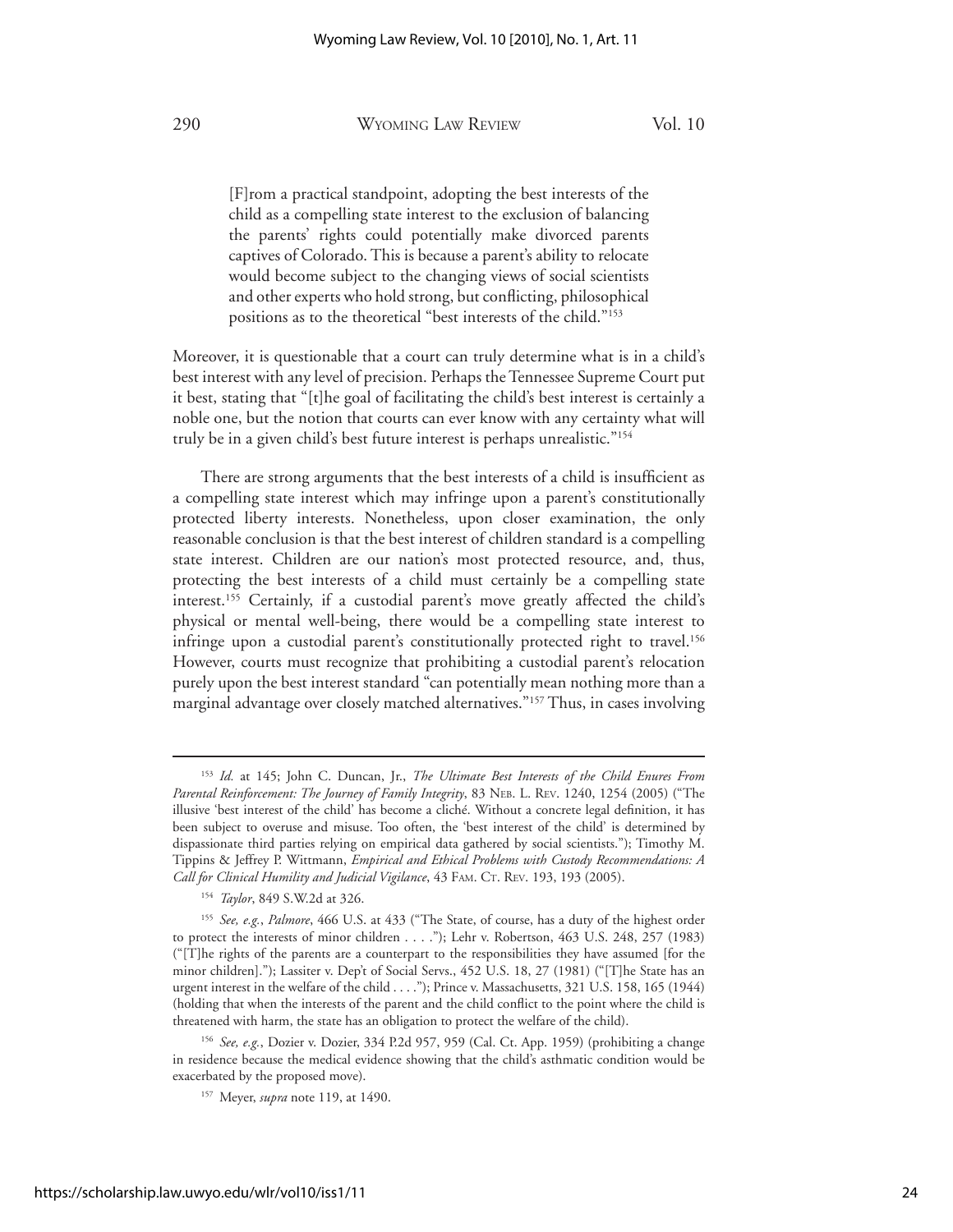> [F]rom a practical standpoint, adopting the best interests of the child as a compelling state interest to the exclusion of balancing the parents' rights could potentially make divorced parents captives of Colorado. This is because a parent's ability to relocate would become subject to the changing views of social scientists and other experts who hold strong, but conflicting, philosophical positions as to the theoretical "best interests of the child."[153]

Moreover, it is questionable that a court can truly determine what is in a child's best interest with any level of precision. Perhaps the Tennessee Supreme Court put it best, stating that "[t]he goal of facilitating the child's best interest is certainly a noble one, but the notion that courts can ever know with any certainty what will truly be in a given child's best future interest is perhaps unrealistic."[154]

There are strong arguments that the best interests of a child is insufficient as a compelling state interest which may infringe upon a parent's constitutionally protected liberty interests. Nonetheless, upon closer examination, the only reasonable conclusion is that the best interest of children standard is a compelling state interest. Children are our nation's most protected resource, and, thus, protecting the best interests of a child must certainly be a compelling state interest.[155] Certainly, if a custodial parent's move greatly affected the child's physical or mental well-being, there would be a compelling state interest to infringe upon a custodial parent's constitutionally protected right to travel.[156] However, courts must recognize that prohibiting a custodial parent's relocation purely upon the best interest standard "can potentially mean nothing more than a marginal advantage over closely matched alternatives."[157] Thus, in cases involving

---

[153] *Id.* at 145; John C. Duncan, Jr., *The Ultimate Best Interests of the Child Enures From Parental Reinforcement: The Journey of Family Integrity*, 83 NEB. L. REV. 1240, 1254 (2005) ("The illusive 'best interest of the child' has become a cliché. Without a concrete legal definition, it has been subject to overuse and misuse. Too often, the 'best interest of the child' is determined by dispassionate third parties relying on empirical data gathered by social scientists."); Timothy M. Tippins & Jeffrey P. Wittmann, *Empirical and Ethical Problems with Custody Recommendations: A Call for Clinical Humility and Judicial Vigilance*, 43 FAM. CT. REV. 193, 193 (2005).

[154] *Taylor*, 849 S.W.2d at 326.

[155] *See, e.g.*, *Palmore*, 466 U.S. at 433 ("The State, of course, has a duty of the highest order to protect the interests of minor children . . . ."); Lehr v. Robertson, 463 U.S. 248, 257 (1983) ("[T]he rights of the parents are a counterpart to the responsibilities they have assumed [for the minor children]."); Lassiter v. Dep't of Social Servs., 452 U.S. 18, 27 (1981) ("[T]he State has an urgent interest in the welfare of the child . . . ."); Prince v. Massachusetts, 321 U.S. 158, 165 (1944) (holding that when the interests of the parent and the child conflict to the point where the child is threatened with harm, the state has an obligation to protect the welfare of the child).

[156] *See, e.g.*, Dozier v. Dozier, 334 P.2d 957, 959 (Cal. Ct. App. 1959) (prohibiting a change in residence because the medical evidence showing that the child's asthmatic condition would be exacerbated by the proposed move).

[157] Meyer, *supra* note 119, at 1490.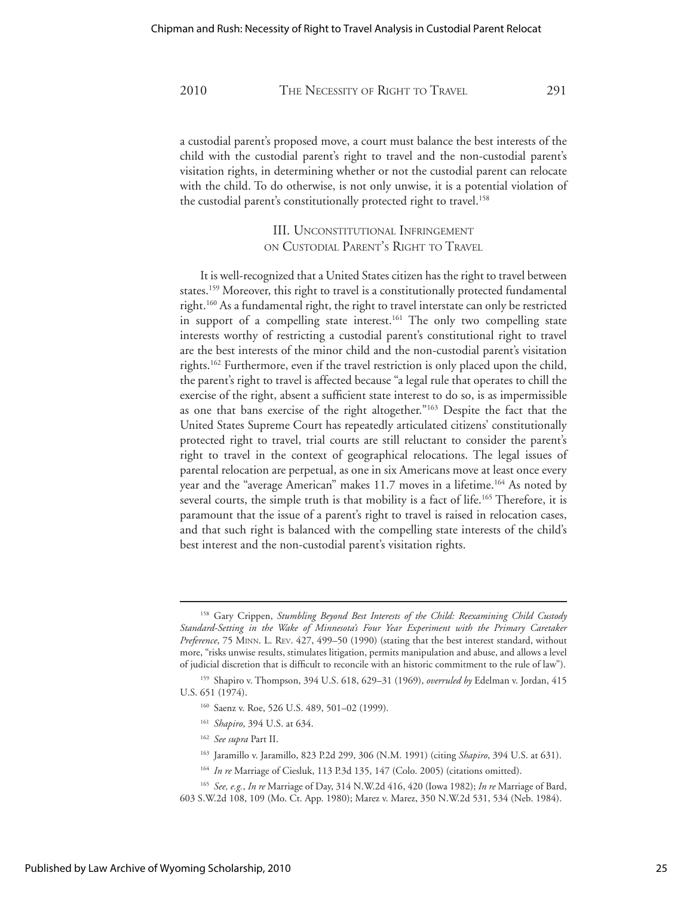a custodial parent's proposed move, a court must balance the best interests of the child with the custodial parent's right to travel and the non-custodial parent's visitation rights, in determining whether or not the custodial parent can relocate with the child. To do otherwise, is not only unwise, it is a potential violation of the custodial parent's constitutionally protected right to travel.[158]

## III. Unconstitutional Infringement on Custodial Parent's Right to Travel

It is well-recognized that a United States citizen has the right to travel between states.[159] Moreover, this right to travel is a constitutionally protected fundamental right.[160] As a fundamental right, the right to travel interstate can only be restricted in support of a compelling state interest.[161] The only two compelling state interests worthy of restricting a custodial parent's constitutional right to travel are the best interests of the minor child and the non-custodial parent's visitation rights.[162] Furthermore, even if the travel restriction is only placed upon the child, the parent's right to travel is affected because "a legal rule that operates to chill the exercise of the right, absent a sufficient state interest to do so, is as impermissible as one that bans exercise of the right altogether."[163] Despite the fact that the United States Supreme Court has repeatedly articulated citizens' constitutionally protected right to travel, trial courts are still reluctant to consider the parent's right to travel in the context of geographical relocations. The legal issues of parental relocation are perpetual, as one in six Americans move at least once every year and the "average American" makes 11.7 moves in a lifetime.[164] As noted by several courts, the simple truth is that mobility is a fact of life.[165] Therefore, it is paramount that the issue of a parent's right to travel is raised in relocation cases, and that such right is balanced with the compelling state interests of the child's best interest and the non-custodial parent's visitation rights.

---

[158] Gary Crippen, *Stumbling Beyond Best Interests of the Child: Reexamining Child Custody Standard-Setting in the Wake of Minnesota's Four Year Experiment with the Primary Caretaker Preference*, 75 Minn. L. Rev. 427, 499–50 (1990) (stating that the best interest standard, without more, "risks unwise results, stimulates litigation, permits manipulation and abuse, and allows a level of judicial discretion that is difficult to reconcile with an historic commitment to the rule of law").

[159] Shapiro v. Thompson, 394 U.S. 618, 629–31 (1969), *overruled by* Edelman v. Jordan, 415 U.S. 651 (1974).

[160] Saenz v. Roe, 526 U.S. 489, 501–02 (1999).

[161] *Shapiro*, 394 U.S. at 634.

[162] *See supra* Part II.

[163] Jaramillo v. Jaramillo, 823 P.2d 299, 306 (N.M. 1991) (citing *Shapiro*, 394 U.S. at 631).

[164] *In re* Marriage of Ciesluk, 113 P.3d 135, 147 (Colo. 2005) (citations omitted).

[165] *See, e.g.*, *In re* Marriage of Day, 314 N.W.2d 416, 420 (Iowa 1982); *In re* Marriage of Bard, 603 S.W.2d 108, 109 (Mo. Ct. App. 1980); Marez v. Marez, 350 N.W.2d 531, 534 (Neb. 1984).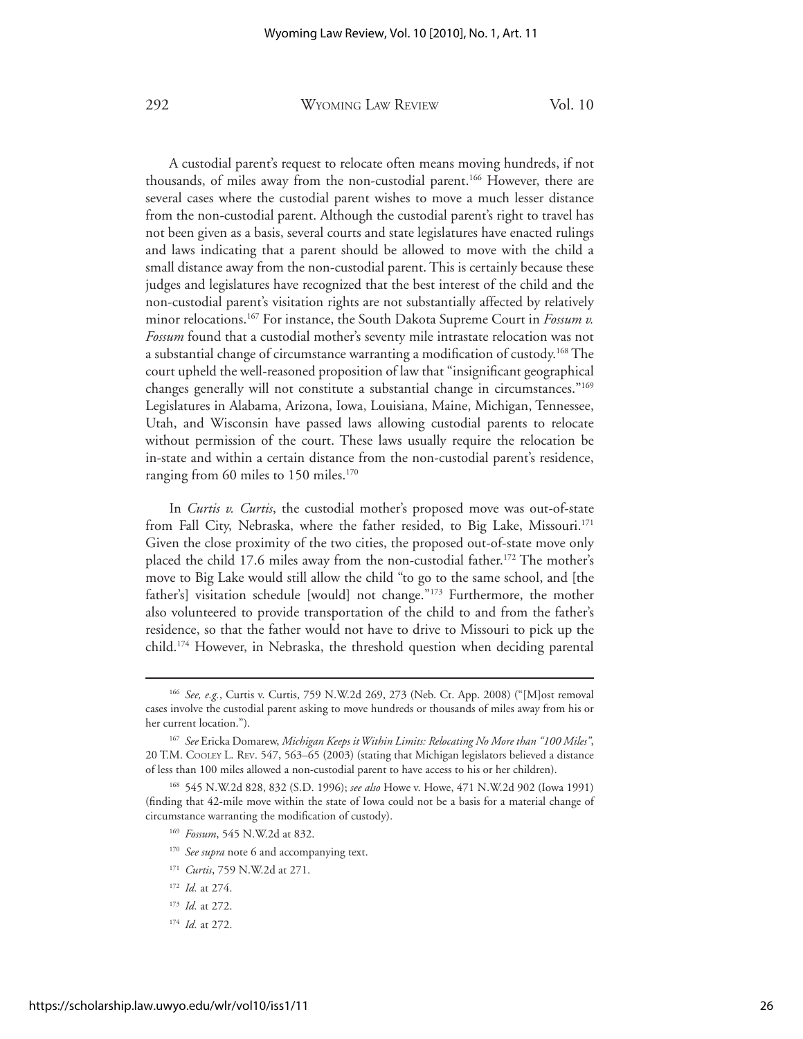A custodial parent's request to relocate often means moving hundreds, if not thousands, of miles away from the non-custodial parent.[166] However, there are several cases where the custodial parent wishes to move a much lesser distance from the non-custodial parent. Although the custodial parent's right to travel has not been given as a basis, several courts and state legislatures have enacted rulings and laws indicating that a parent should be allowed to move with the child a small distance away from the non-custodial parent. This is certainly because these judges and legislatures have recognized that the best interest of the child and the non-custodial parent's visitation rights are not substantially affected by relatively minor relocations.[167] For instance, the South Dakota Supreme Court in *Fossum v. Fossum* found that a custodial mother's seventy mile intrastate relocation was not a substantial change of circumstance warranting a modification of custody.[168] The court upheld the well-reasoned proposition of law that "insignificant geographical changes generally will not constitute a substantial change in circumstances."[169] Legislatures in Alabama, Arizona, Iowa, Louisiana, Maine, Michigan, Tennessee, Utah, and Wisconsin have passed laws allowing custodial parents to relocate without permission of the court. These laws usually require the relocation be in-state and within a certain distance from the non-custodial parent's residence, ranging from 60 miles to 150 miles.[170]

In *Curtis v. Curtis*, the custodial mother's proposed move was out-of-state from Fall City, Nebraska, where the father resided, to Big Lake, Missouri.[171] Given the close proximity of the two cities, the proposed out-of-state move only placed the child 17.6 miles away from the non-custodial father.[172] The mother's move to Big Lake would still allow the child "to go to the same school, and [the father's] visitation schedule [would] not change."[173] Furthermore, the mother also volunteered to provide transportation of the child to and from the father's residence, so that the father would not have to drive to Missouri to pick up the child.[174] However, in Nebraska, the threshold question when deciding parental

---

[166] *See, e.g.*, Curtis v. Curtis, 759 N.W.2d 269, 273 (Neb. Ct. App. 2008) ("[M]ost removal cases involve the custodial parent asking to move hundreds or thousands of miles away from his or her current location.").

[167] *See* Ericka Domarew, *Michigan Keeps it Within Limits: Relocating No More than "100 Miles"*, 20 T.M. Cooley L. Rev. 547, 563–65 (2003) (stating that Michigan legislators believed a distance of less than 100 miles allowed a non-custodial parent to have access to his or her children).

[168] 545 N.W.2d 828, 832 (S.D. 1996); *see also* Howe v. Howe, 471 N.W.2d 902 (Iowa 1991) (finding that 42-mile move within the state of Iowa could not be a basis for a material change of circumstance warranting the modification of custody).

[169] *Fossum*, 545 N.W.2d at 832.

[170] *See supra* note 6 and accompanying text.

[171] *Curtis*, 759 N.W.2d at 271.

[172] *Id.* at 274.

[173] *Id.* at 272.

[174] *Id.* at 272.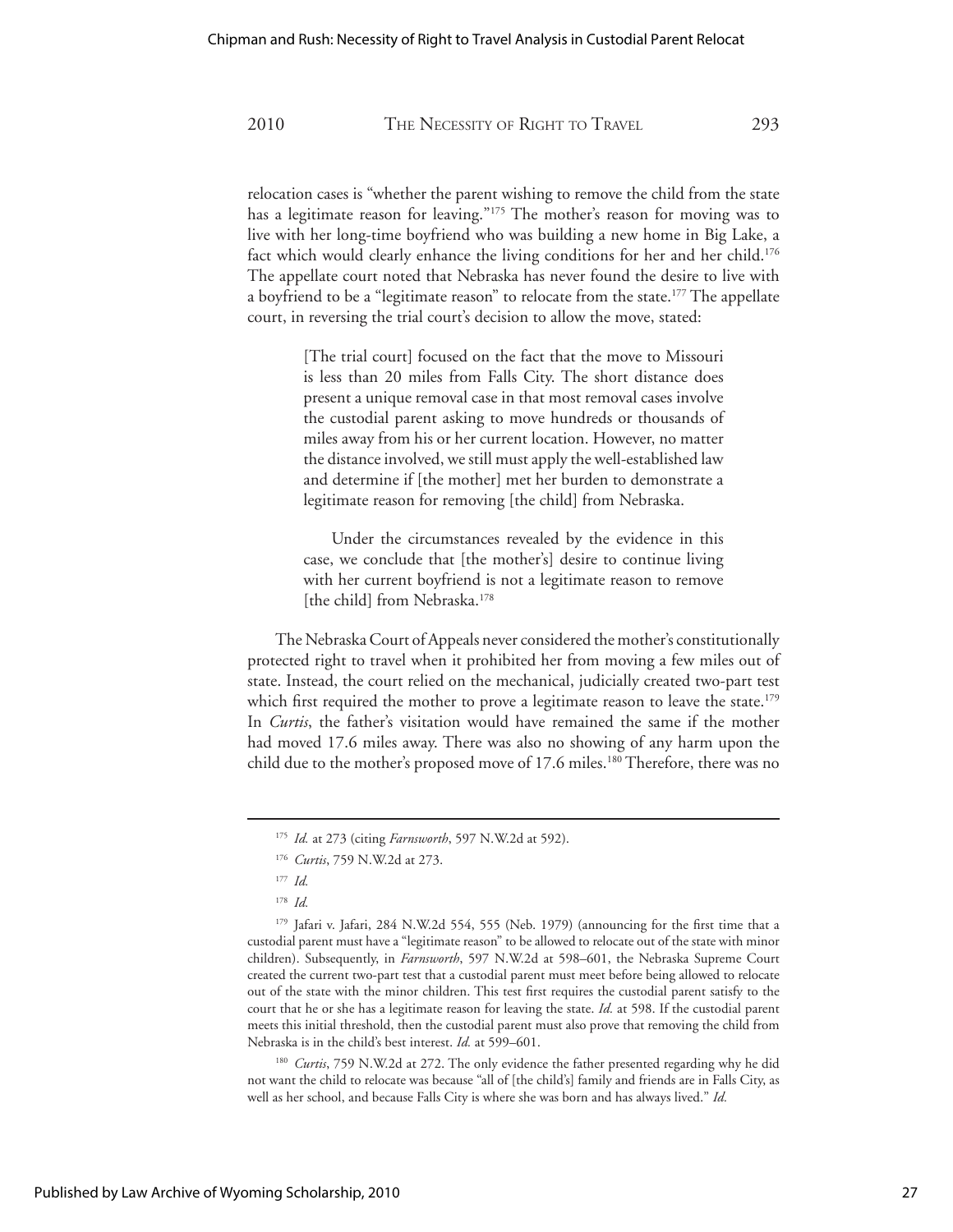relocation cases is "whether the parent wishing to remove the child from the state has a legitimate reason for leaving."[175] The mother's reason for moving was to live with her long-time boyfriend who was building a new home in Big Lake, a fact which would clearly enhance the living conditions for her and her child.[176] The appellate court noted that Nebraska has never found the desire to live with a boyfriend to be a "legitimate reason" to relocate from the state.[177] The appellate court, in reversing the trial court's decision to allow the move, stated:

> [The trial court] focused on the fact that the move to Missouri is less than 20 miles from Falls City. The short distance does present a unique removal case in that most removal cases involve the custodial parent asking to move hundreds or thousands of miles away from his or her current location. However, no matter the distance involved, we still must apply the well-established law and determine if [the mother] met her burden to demonstrate a legitimate reason for removing [the child] from Nebraska.
>
> Under the circumstances revealed by the evidence in this case, we conclude that [the mother's] desire to continue living with her current boyfriend is not a legitimate reason to remove [the child] from Nebraska.[178]

The Nebraska Court of Appeals never considered the mother's constitutionally protected right to travel when it prohibited her from moving a few miles out of state. Instead, the court relied on the mechanical, judicially created two-part test which first required the mother to prove a legitimate reason to leave the state.[179] In *Curtis*, the father's visitation would have remained the same if the mother had moved 17.6 miles away. There was also no showing of any harm upon the child due to the mother's proposed move of 17.6 miles.[180] Therefore, there was no

---

[175] *Id.* at 273 (citing *Farnsworth*, 597 N.W.2d at 592).

[176] *Curtis*, 759 N.W.2d at 273.

[177] *Id.*

[178] *Id.*

[179] Jafari v. Jafari, 284 N.W.2d 554, 555 (Neb. 1979) (announcing for the first time that a custodial parent must have a "legitimate reason" to be allowed to relocate out of the state with minor children). Subsequently, in *Farnsworth*, 597 N.W.2d at 598–601, the Nebraska Supreme Court created the current two-part test that a custodial parent must meet before being allowed to relocate out of the state with the minor children. This test first requires the custodial parent satisfy to the court that he or she has a legitimate reason for leaving the state. *Id.* at 598. If the custodial parent meets this initial threshold, then the custodial parent must also prove that removing the child from Nebraska is in the child's best interest. *Id.* at 599–601.

[180] *Curtis*, 759 N.W.2d at 272. The only evidence the father presented regarding why he did not want the child to relocate was because "all of [the child's] family and friends are in Falls City, as well as her school, and because Falls City is where she was born and has always lived." *Id.*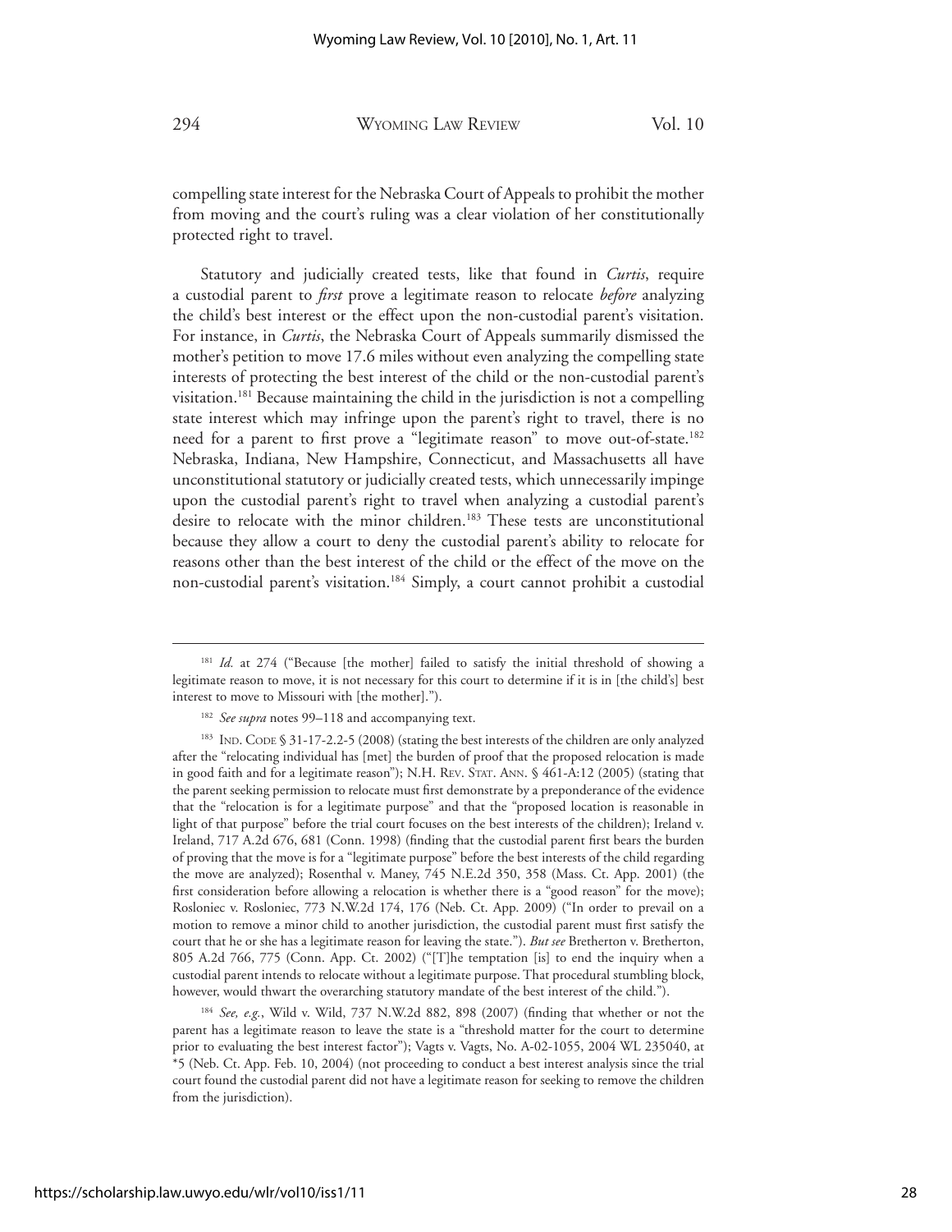compelling state interest for the Nebraska Court of Appeals to prohibit the mother from moving and the court's ruling was a clear violation of her constitutionally protected right to travel.

Statutory and judicially created tests, like that found in *Curtis*, require a custodial parent to *first* prove a legitimate reason to relocate *before* analyzing the child's best interest or the effect upon the non-custodial parent's visitation. For instance, in *Curtis*, the Nebraska Court of Appeals summarily dismissed the mother's petition to move 17.6 miles without even analyzing the compelling state interests of protecting the best interest of the child or the non-custodial parent's visitation.[181] Because maintaining the child in the jurisdiction is not a compelling state interest which may infringe upon the parent's right to travel, there is no need for a parent to first prove a "legitimate reason" to move out-of-state.[182] Nebraska, Indiana, New Hampshire, Connecticut, and Massachusetts all have unconstitutional statutory or judicially created tests, which unnecessarily impinge upon the custodial parent's right to travel when analyzing a custodial parent's desire to relocate with the minor children.[183] These tests are unconstitutional because they allow a court to deny the custodial parent's ability to relocate for reasons other than the best interest of the child or the effect of the move on the non-custodial parent's visitation.[184] Simply, a court cannot prohibit a custodial

---

[181] *Id.* at 274 ("Because [the mother] failed to satisfy the initial threshold of showing a legitimate reason to move, it is not necessary for this court to determine if it is in [the child's] best interest to move to Missouri with [the mother].").

[182] *See supra* notes 99–118 and accompanying text.

[183] IND. CODE § 31-17-2.2-5 (2008) (stating the best interests of the children are only analyzed after the "relocating individual has [met] the burden of proof that the proposed relocation is made in good faith and for a legitimate reason"); N.H. REV. STAT. ANN. § 461-A:12 (2005) (stating that the parent seeking permission to relocate must first demonstrate by a preponderance of the evidence that the "relocation is for a legitimate purpose" and that the "proposed location is reasonable in light of that purpose" before the trial court focuses on the best interests of the children); Ireland v. Ireland, 717 A.2d 676, 681 (Conn. 1998) (finding that the custodial parent first bears the burden of proving that the move is for a "legitimate purpose" before the best interests of the child regarding the move are analyzed); Rosenthal v. Maney, 745 N.E.2d 350, 358 (Mass. Ct. App. 2001) (the first consideration before allowing a relocation is whether there is a "good reason" for the move); Rosloniec v. Rosloniec, 773 N.W.2d 174, 176 (Neb. Ct. App. 2009) ("In order to prevail on a motion to remove a minor child to another jurisdiction, the custodial parent must first satisfy the court that he or she has a legitimate reason for leaving the state."). *But see* Bretherton v. Bretherton, 805 A.2d 766, 775 (Conn. App. Ct. 2002) ("[T]he temptation [is] to end the inquiry when a custodial parent intends to relocate without a legitimate purpose. That procedural stumbling block, however, would thwart the overarching statutory mandate of the best interest of the child.").

[184] *See, e.g.*, Wild v. Wild, 737 N.W.2d 882, 898 (2007) (finding that whether or not the parent has a legitimate reason to leave the state is a "threshold matter for the court to determine prior to evaluating the best interest factor"); Vagts v. Vagts, No. A-02-1055, 2004 WL 235040, at *5 (Neb. Ct. App. Feb. 10, 2004) (not proceeding to conduct a best interest analysis since the trial court found the custodial parent did not have a legitimate reason for seeking to remove the children from the jurisdiction).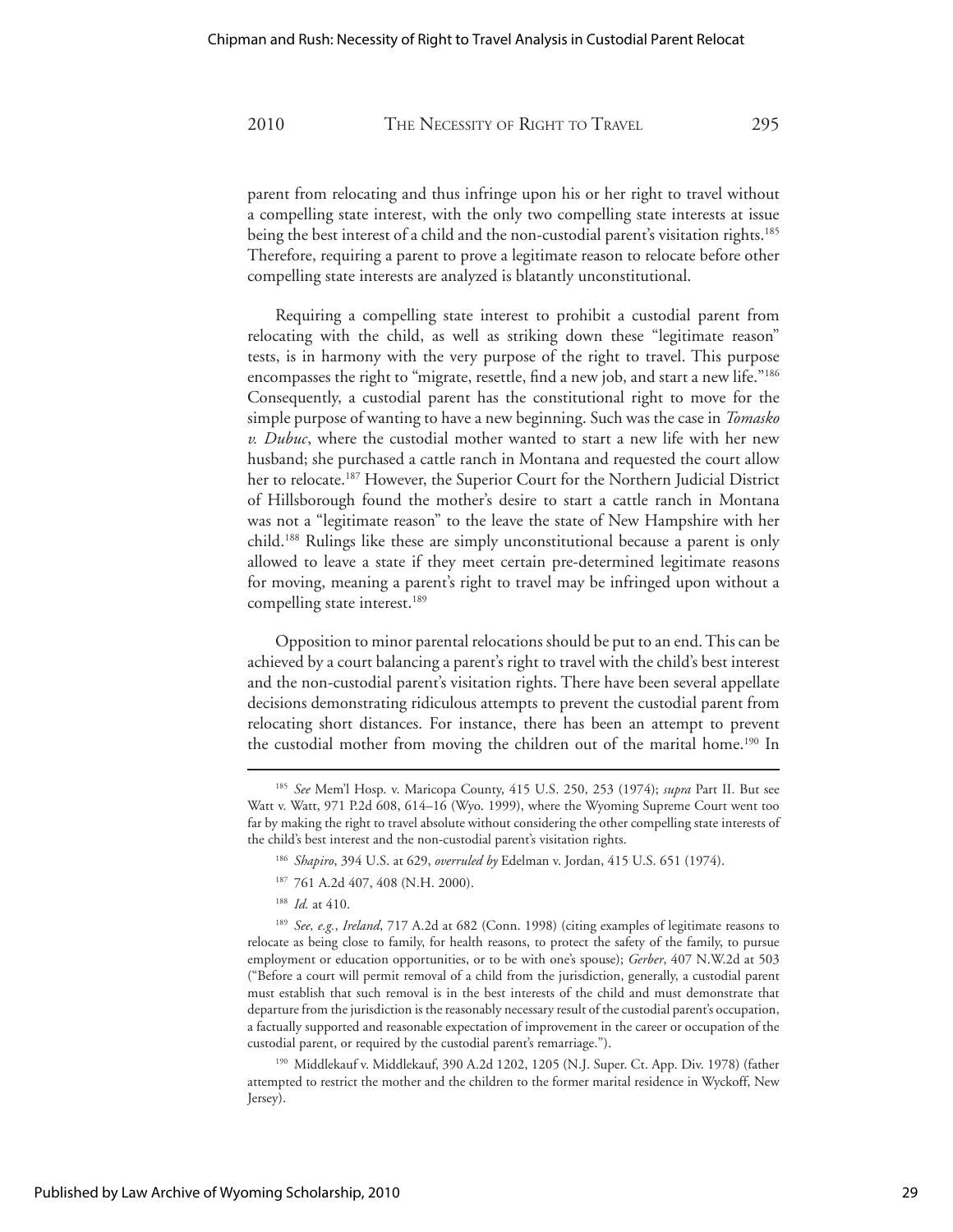parent from relocating and thus infringe upon his or her right to travel without a compelling state interest, with the only two compelling state interests at issue being the best interest of a child and the non-custodial parent's visitation rights.[185] Therefore, requiring a parent to prove a legitimate reason to relocate before other compelling state interests are analyzed is blatantly unconstitutional.

Requiring a compelling state interest to prohibit a custodial parent from relocating with the child, as well as striking down these "legitimate reason" tests, is in harmony with the very purpose of the right to travel. This purpose encompasses the right to "migrate, resettle, find a new job, and start a new life."[186] Consequently, a custodial parent has the constitutional right to move for the simple purpose of wanting to have a new beginning. Such was the case in *Tomasko v. Dubuc*, where the custodial mother wanted to start a new life with her new husband; she purchased a cattle ranch in Montana and requested the court allow her to relocate.[187] However, the Superior Court for the Northern Judicial District of Hillsborough found the mother's desire to start a cattle ranch in Montana was not a "legitimate reason" to the leave the state of New Hampshire with her child.[188] Rulings like these are simply unconstitutional because a parent is only allowed to leave a state if they meet certain pre-determined legitimate reasons for moving, meaning a parent's right to travel may be infringed upon without a compelling state interest.[189]

Opposition to minor parental relocations should be put to an end. This can be achieved by a court balancing a parent's right to travel with the child's best interest and the non-custodial parent's visitation rights. There have been several appellate decisions demonstrating ridiculous attempts to prevent the custodial parent from relocating short distances. For instance, there has been an attempt to prevent the custodial mother from moving the children out of the marital home.[190] In

---

[185] *See* Mem'l Hosp. v. Maricopa County, 415 U.S. 250, 253 (1974); *supra* Part II. But see Watt v. Watt, 971 P.2d 608, 614–16 (Wyo. 1999), where the Wyoming Supreme Court went too far by making the right to travel absolute without considering the other compelling state interests of the child's best interest and the non-custodial parent's visitation rights.

[186] *Shapiro*, 394 U.S. at 629, *overruled by* Edelman v. Jordan, 415 U.S. 651 (1974).

[187] 761 A.2d 407, 408 (N.H. 2000).

[188] *Id.* at 410.

[189] *See, e.g.*, *Ireland*, 717 A.2d at 682 (Conn. 1998) (citing examples of legitimate reasons to relocate as being close to family, for health reasons, to protect the safety of the family, to pursue employment or education opportunities, or to be with one's spouse); *Gerber*, 407 N.W.2d at 503 ("Before a court will permit removal of a child from the jurisdiction, generally, a custodial parent must establish that such removal is in the best interests of the child and must demonstrate that departure from the jurisdiction is the reasonably necessary result of the custodial parent's occupation, a factually supported and reasonable expectation of improvement in the career or occupation of the custodial parent, or required by the custodial parent's remarriage.").

[190] Middlekauf v. Middlekauf, 390 A.2d 1202, 1205 (N.J. Super. Ct. App. Div. 1978) (father attempted to restrict the mother and the children to the former marital residence in Wyckoff, New Jersey).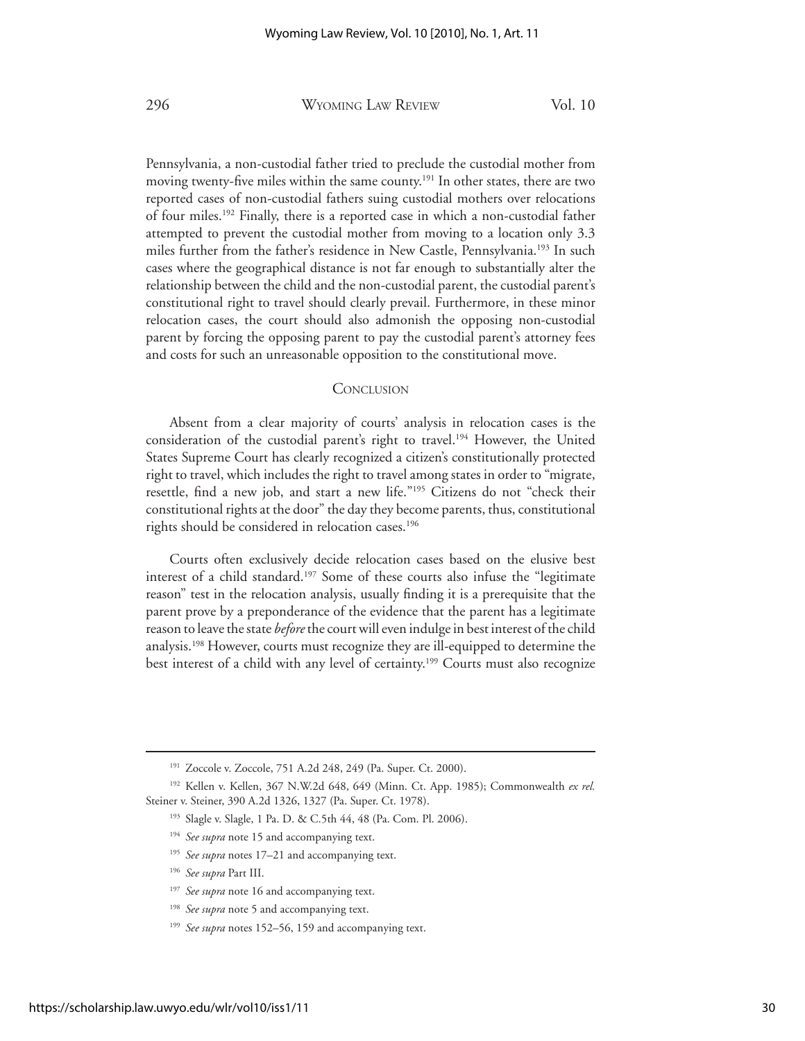Pennsylvania, a non-custodial father tried to preclude the custodial mother from moving twenty-five miles within the same county.[191] In other states, there are two reported cases of non-custodial fathers suing custodial mothers over relocations of four miles.[192] Finally, there is a reported case in which a non-custodial father attempted to prevent the custodial mother from moving to a location only 3.3 miles further from the father's residence in New Castle, Pennsylvania.[193] In such cases where the geographical distance is not far enough to substantially alter the relationship between the child and the non-custodial parent, the custodial parent's constitutional right to travel should clearly prevail. Furthermore, in these minor relocation cases, the court should also admonish the opposing non-custodial parent by forcing the opposing parent to pay the custodial parent's attorney fees and costs for such an unreasonable opposition to the constitutional move.

## Conclusion

Absent from a clear majority of courts' analysis in relocation cases is the consideration of the custodial parent's right to travel.[194] However, the United States Supreme Court has clearly recognized a citizen's constitutionally protected right to travel, which includes the right to travel among states in order to "migrate, resettle, find a new job, and start a new life."[195] Citizens do not "check their constitutional rights at the door" the day they become parents, thus, constitutional rights should be considered in relocation cases.[196]

Courts often exclusively decide relocation cases based on the elusive best interest of a child standard.[197] Some of these courts also infuse the "legitimate reason" test in the relocation analysis, usually finding it is a prerequisite that the parent prove by a preponderance of the evidence that the parent has a legitimate reason to leave the state *before* the court will even indulge in best interest of the child analysis.[198] However, courts must recognize they are ill-equipped to determine the best interest of a child with any level of certainty.[199] Courts must also recognize

---

[191] Zoccole v. Zoccole, 751 A.2d 248, 249 (Pa. Super. Ct. 2000).

[192] Kellen v. Kellen, 367 N.W.2d 648, 649 (Minn. Ct. App. 1985); Commonwealth *ex rel.* Steiner v. Steiner, 390 A.2d 1326, 1327 (Pa. Super. Ct. 1978).

[193] Slagle v. Slagle, 1 Pa. D. & C.5th 44, 48 (Pa. Com. Pl. 2006).

[194] *See supra* note 15 and accompanying text.

[195] *See supra* notes 17–21 and accompanying text.

[196] *See supra* Part III.

[197] *See supra* note 16 and accompanying text.

[198] *See supra* note 5 and accompanying text.

[199] *See supra* notes 152–56, 159 and accompanying text.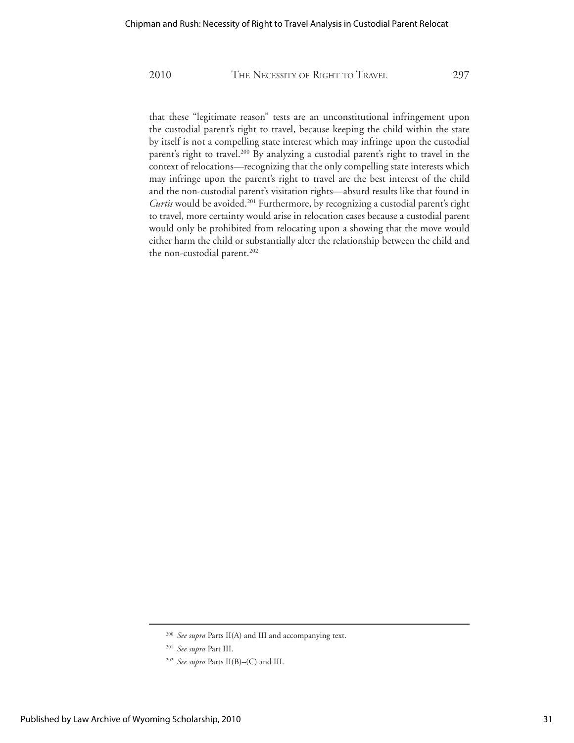that these "legitimate reason" tests are an unconstitutional infringement upon the custodial parent's right to travel, because keeping the child within the state by itself is not a compelling state interest which may infringe upon the custodial parent's right to travel.[200] By analyzing a custodial parent's right to travel in the context of relocations—recognizing that the only compelling state interests which may infringe upon the parent's right to travel are the best interest of the child and the non-custodial parent's visitation rights—absurd results like that found in *Curtis* would be avoided.[201] Furthermore, by recognizing a custodial parent's right to travel, more certainty would arise in relocation cases because a custodial parent would only be prohibited from relocating upon a showing that the move would either harm the child or substantially alter the relationship between the child and the non-custodial parent.[202]

---

[200] *See supra* Parts II(A) and III and accompanying text.

[201] *See supra* Part III.

[202] *See supra* Parts II(B)–(C) and III.